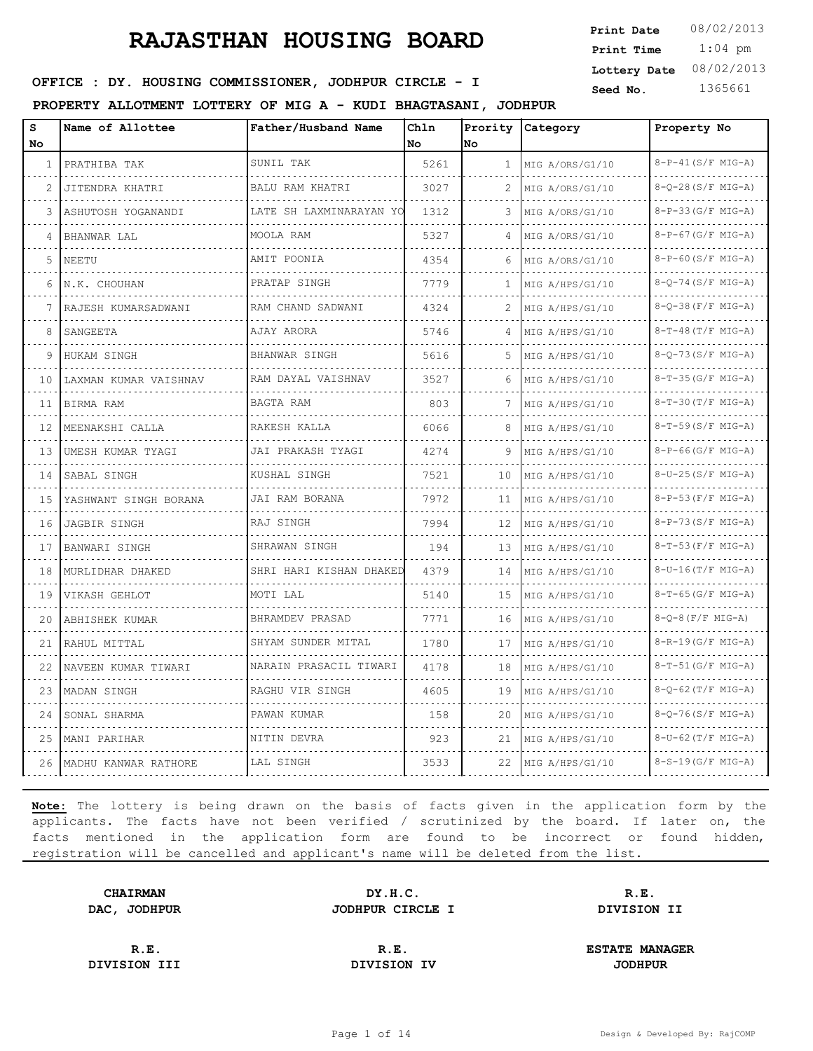# RAJASTHAN HOUSING BOARD

**Print Date** 08/02/2013
**Print Time** 1:04 pm
**Lottery Date** 08/02/2013
**Seed No.** 1365661

**OFFICE : DY. HOUSING COMMISSIONER, JODHPUR CIRCLE - I**

**PROPERTY ALLOTMENT LOTTERY OF MIG A - KUDI BHAGTASANI, JODHPUR**

| S No | Name of Allottee | Father/Husband Name | Chln No | Prority No | Category | Property No |
|---|---|---|---|---|---|---|
| 1 | PRATHIBA TAK | SUNIL TAK | 5261 | 1 | MIG A/ORS/G1/10 | 8-P-41(S/F MIG-A) |
| 2 | JITENDRA KHATRI | BALU RAM KHATRI | 3027 | 2 | MIG A/ORS/G1/10 | 8-Q-28(S/F MIG-A) |
| 3 | ASHUTOSH YOGANANDI | LATE SH LAXMINARAYAN YO | 1312 | 3 | MIG A/ORS/G1/10 | 8-P-33(G/F MIG-A) |
| 4 | BHANWAR LAL | MOOLA RAM | 5327 | 4 | MIG A/ORS/G1/10 | 8-P-67(G/F MIG-A) |
| 5 | NEETU | AMIT POONIA | 4354 | 6 | MIG A/ORS/G1/10 | 8-P-60(S/F MIG-A) |
| 6 | N.K. CHOUHAN | PRATAP SINGH | 7779 | 1 | MIG A/HPS/G1/10 | 8-Q-74(S/F MIG-A) |
| 7 | RAJESH KUMARSADWANI | RAM CHAND SADWANI | 4324 | 2 | MIG A/HPS/G1/10 | 8-Q-38(F/F MIG-A) |
| 8 | SANGEETA | AJAY ARORA | 5746 | 4 | MIG A/HPS/G1/10 | 8-T-48(T/F MIG-A) |
| 9 | HUKAM SINGH | BHANWAR SINGH | 5616 | 5 | MIG A/HPS/G1/10 | 8-Q-73(S/F MIG-A) |
| 10 | LAXMAN KUMAR VAISHNAV | RAM DAYAL VAISHNAV | 3527 | 6 | MIG A/HPS/G1/10 | 8-T-35(G/F MIG-A) |
| 11 | BIRMA RAM | BAGTA RAM | 803 | 7 | MIG A/HPS/G1/10 | 8-T-30(T/F MIG-A) |
| 12 | MEENAKSHI CALLA | RAKESH KALLA | 6066 | 8 | MIG A/HPS/G1/10 | 8-T-59(S/F MIG-A) |
| 13 | UMESH KUMAR TYAGI | JAI PRAKASH TYAGI | 4274 | 9 | MIG A/HPS/G1/10 | 8-P-66(G/F MIG-A) |
| 14 | SABAL SINGH | KUSHAL SINGH | 7521 | 10 | MIG A/HPS/G1/10 | 8-U-25(S/F MIG-A) |
| 15 | YASHWANT SINGH BORANA | JAI RAM BORANA | 7972 | 11 | MIG A/HPS/G1/10 | 8-P-53(F/F MIG-A) |
| 16 | JAGBIR SINGH | RAJ SINGH | 7994 | 12 | MIG A/HPS/G1/10 | 8-P-73(S/F MIG-A) |
| 17 | BANWARI SINGH | SHRAWAN SINGH | 194 | 13 | MIG A/HPS/G1/10 | 8-T-53(F/F MIG-A) |
| 18 | MURLIDHAR DHAKED | SHRI HARI KISHAN DHAKED | 4379 | 14 | MIG A/HPS/G1/10 | 8-U-16(T/F MIG-A) |
| 19 | VIKASH GEHLOT | MOTI LAL | 5140 | 15 | MIG A/HPS/G1/10 | 8-T-65(G/F MIG-A) |
| 20 | ABHISHEK KUMAR | BHRAMDEV PRASAD | 7771 | 16 | MIG A/HPS/G1/10 | 8-Q-8(F/F MIG-A) |
| 21 | RAHUL MITTAL | SHYAM SUNDER MITAL | 1780 | 17 | MIG A/HPS/G1/10 | 8-R-19(G/F MIG-A) |
| 22 | NAVEEN KUMAR TIWARI | NARAIN PRASACIL TIWARI | 4178 | 18 | MIG A/HPS/G1/10 | 8-T-51(G/F MIG-A) |
| 23 | MADAN SINGH | RAGHU VIR SINGH | 4605 | 19 | MIG A/HPS/G1/10 | 8-Q-62(T/F MIG-A) |
| 24 | SONAL SHARMA | PAWAN KUMAR | 158 | 20 | MIG A/HPS/G1/10 | 8-Q-76(S/F MIG-A) |
| 25 | MANI PARIHAR | NITIN DEVRA | 923 | 21 | MIG A/HPS/G1/10 | 8-U-62(T/F MIG-A) |
| 26 | MADHU KANWAR RATHORE | LAL SINGH | 3533 | 22 | MIG A/HPS/G1/10 | 8-S-19(G/F MIG-A) |

**Note:** The lottery is being drawn on the basis of facts given in the application form by the applicants. The facts have not been verified / scrutinized by the board. If later on, the facts mentioned in the application form are found to be incorrect or found hidden, registration will be cancelled and applicant's name will be deleted from the list.

**CHAIRMAN**
**DAC, JODHPUR**

**DY.H.C.**
**JODHPUR CIRCLE I**

**R.E.**
**DIVISION II**

**R.E.**
**DIVISION III**

**R.E.**
**DIVISION IV**

**ESTATE MANAGER**
**JODHPUR**

Design & Developed By: RajCOMP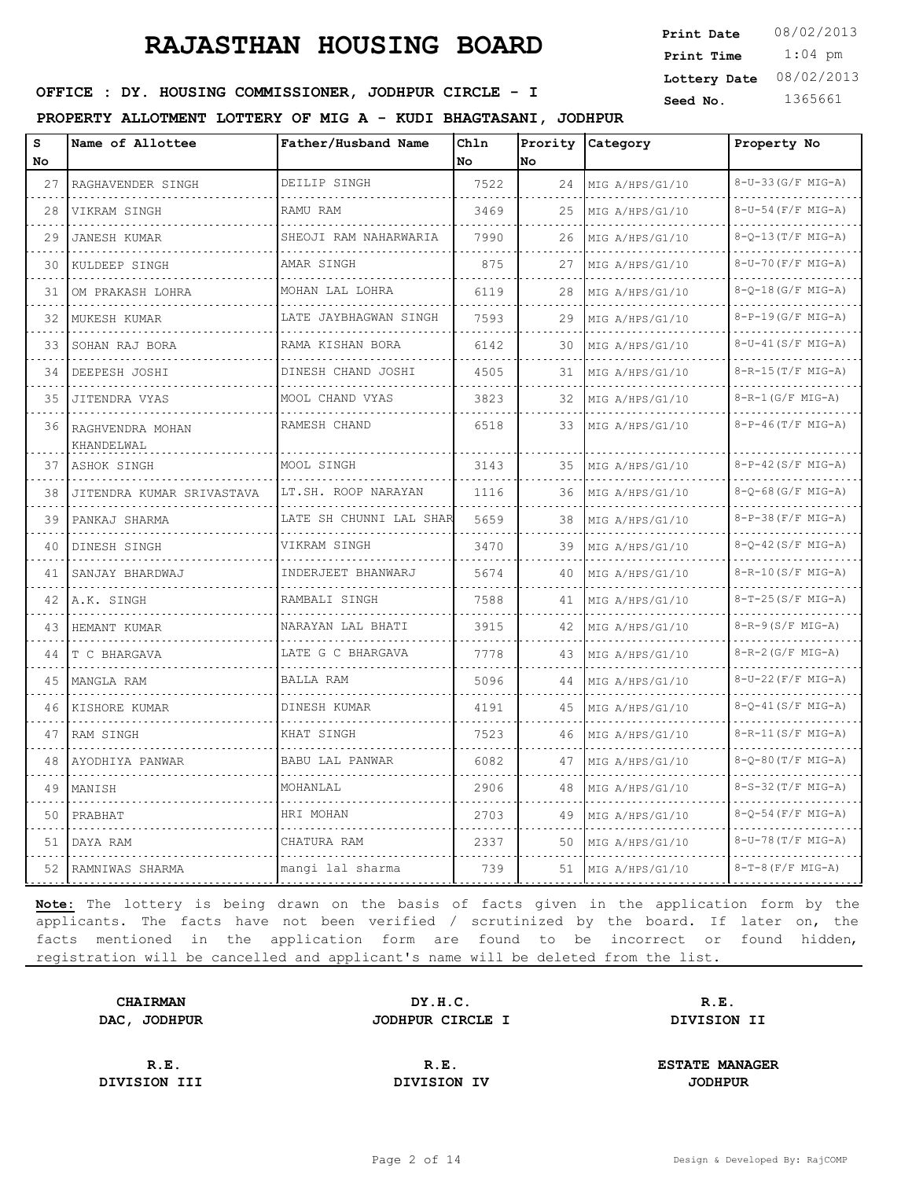# RAJASTHAN HOUSING BOARD

**Print Date** 08/02/2013
**Print Time** 1:04 pm
**Lottery Date** 08/02/2013
**Seed No.** 1365661

**OFFICE : DY. HOUSING COMMISSIONER, JODHPUR CIRCLE - I**

**PROPERTY ALLOTMENT LOTTERY OF MIG A - KUDI BHAGTASANI, JODHPUR**

| S No | Name of Allottee | Father/Husband Name | Chln No | Prority No | Category | Property No |
|---|---|---|---|---|---|---|
| 27 | RAGHAVENDER SINGH | DEILIP SINGH | 7522 | 24 | MIG A/HPS/G1/10 | 8-U-33(G/F MIG-A) |
| 28 | VIKRAM SINGH | RAMU RAM | 3469 | 25 | MIG A/HPS/G1/10 | 8-U-54(F/F MIG-A) |
| 29 | JANESH KUMAR | SHEOJI RAM NAHARWARIA | 7990 | 26 | MIG A/HPS/G1/10 | 8-Q-13(T/F MIG-A) |
| 30 | KULDEEP SINGH | AMAR SINGH | 875 | 27 | MIG A/HPS/G1/10 | 8-U-70(F/F MIG-A) |
| 31 | OM PRAKASH LOHRA | MOHAN LAL LOHRA | 6119 | 28 | MIG A/HPS/G1/10 | 8-Q-18(G/F MIG-A) |
| 32 | MUKESH KUMAR | LATE JAYBHAGWAN SINGH | 7593 | 29 | MIG A/HPS/G1/10 | 8-P-19(G/F MIG-A) |
| 33 | SOHAN RAJ BORA | RAMA KISHAN BORA | 6142 | 30 | MIG A/HPS/G1/10 | 8-U-41(S/F MIG-A) |
| 34 | DEEPESH JOSHI | DINESH CHAND JOSHI | 4505 | 31 | MIG A/HPS/G1/10 | 8-R-15(T/F MIG-A) |
| 35 | JITENDRA VYAS | MOOL CHAND VYAS | 3823 | 32 | MIG A/HPS/G1/10 | 8-R-1(G/F MIG-A) |
| 36 | RAGHVENDRA MOHAN KHANDELWAL | RAMESH CHAND | 6518 | 33 | MIG A/HPS/G1/10 | 8-P-46(T/F MIG-A) |
| 37 | ASHOK SINGH | MOOL SINGH | 3143 | 35 | MIG A/HPS/G1/10 | 8-P-42(S/F MIG-A) |
| 38 | JITENDRA KUMAR SRIVASTAVA | LT.SH. ROOP NARAYAN | 1116 | 36 | MIG A/HPS/G1/10 | 8-Q-68(G/F MIG-A) |
| 39 | PANKAJ SHARMA | LATE SH CHUNNI LAL SHAR | 5659 | 38 | MIG A/HPS/G1/10 | 8-P-38(F/F MIG-A) |
| 40 | DINESH SINGH | VIKRAM SINGH | 3470 | 39 | MIG A/HPS/G1/10 | 8-Q-42(S/F MIG-A) |
| 41 | SANJAY BHARDWAJ | INDERJEET BHANWARJ | 5674 | 40 | MIG A/HPS/G1/10 | 8-R-10(S/F MIG-A) |
| 42 | A.K. SINGH | RAMBALI SINGH | 7588 | 41 | MIG A/HPS/G1/10 | 8-T-25(S/F MIG-A) |
| 43 | HEMANT KUMAR | NARAYAN LAL BHATI | 3915 | 42 | MIG A/HPS/G1/10 | 8-R-9(S/F MIG-A) |
| 44 | T C BHARGAVA | LATE G C BHARGAVA | 7778 | 43 | MIG A/HPS/G1/10 | 8-R-2(G/F MIG-A) |
| 45 | MANGLA RAM | BALLA RAM | 5096 | 44 | MIG A/HPS/G1/10 | 8-U-22(F/F MIG-A) |
| 46 | KISHORE KUMAR | DINESH KUMAR | 4191 | 45 | MIG A/HPS/G1/10 | 8-Q-41(S/F MIG-A) |
| 47 | RAM SINGH | KHAT SINGH | 7523 | 46 | MIG A/HPS/G1/10 | 8-R-11(S/F MIG-A) |
| 48 | AYODHIYA PANWAR | BABU LAL PANWAR | 6082 | 47 | MIG A/HPS/G1/10 | 8-Q-80(T/F MIG-A) |
| 49 | MANISH | MOHANLAL | 2906 | 48 | MIG A/HPS/G1/10 | 8-S-32(T/F MIG-A) |
| 50 | PRABHAT | HRI MOHAN | 2703 | 49 | MIG A/HPS/G1/10 | 8-Q-54(F/F MIG-A) |
| 51 | DAYA RAM | CHATURA RAM | 2337 | 50 | MIG A/HPS/G1/10 | 8-U-78(T/F MIG-A) |
| 52 | RAMNIWAS SHARMA | mangi lal sharma | 739 | 51 | MIG A/HPS/G1/10 | 8-T-8(F/F MIG-A) |

**Note:** The lottery is being drawn on the basis of facts given in the application form by the applicants. The facts have not been verified / scrutinized by the board. If later on, the facts mentioned in the application form are found to be incorrect or found hidden, registration will be cancelled and applicant's name will be deleted from the list.

**CHAIRMAN**
**DAC, JODHPUR**

**DY.H.C.**
**JODHPUR CIRCLE I**

**R.E.**
**DIVISION II**

**R.E.**
**DIVISION III**

**R.E.**
**DIVISION IV**

**ESTATE MANAGER**
**JODHPUR**

Design & Developed By: RajCOMP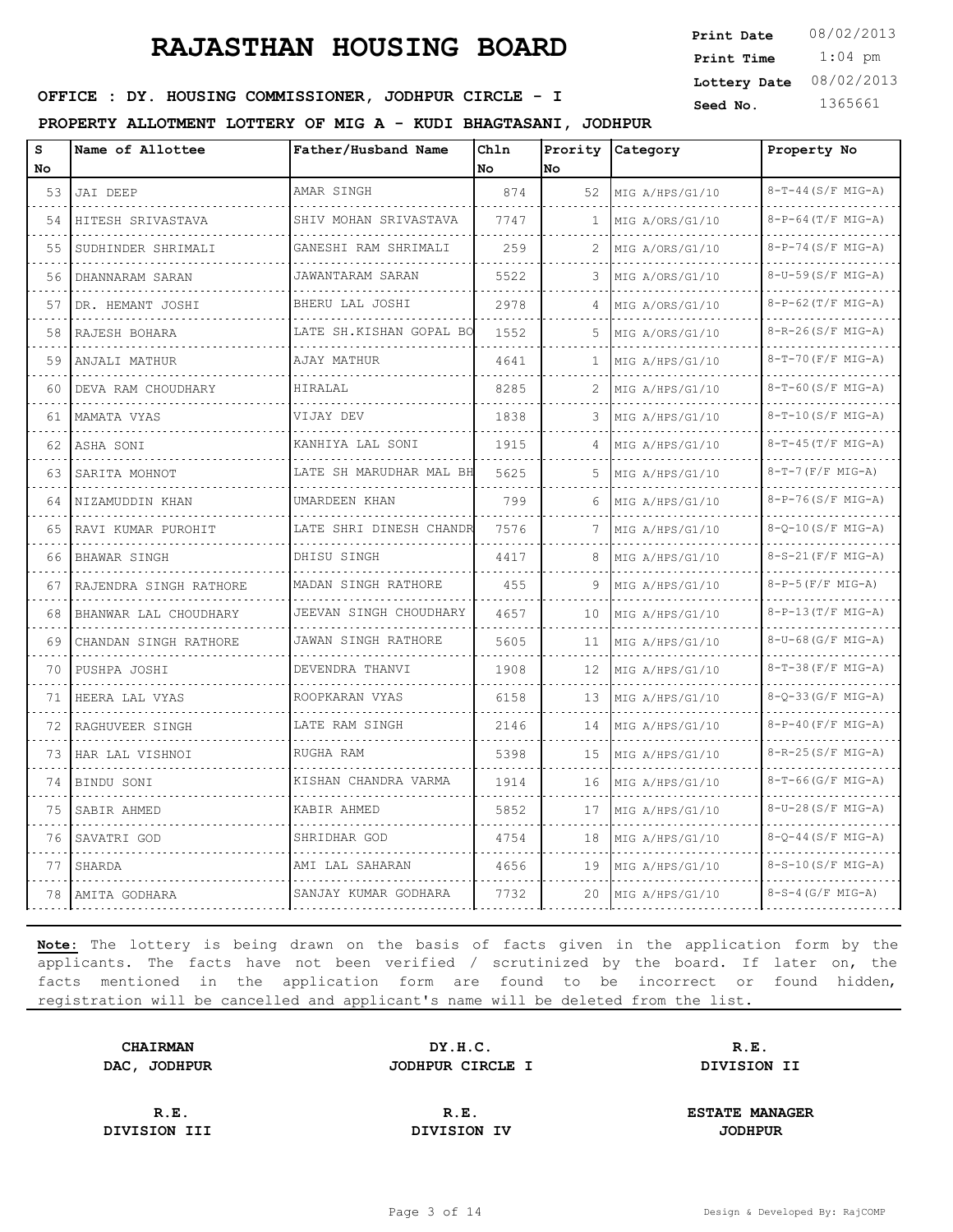# RAJASTHAN HOUSING BOARD

**OFFICE : DY. HOUSING COMMISSIONER, JODHPUR CIRCLE - I**

**PROPERTY ALLOTMENT LOTTERY OF MIG A - KUDI BHAGTASANI, JODHPUR**

| | |
|---|---|
| **Print Date** | 08/02/2013 |
| **Print Time** | 1:04 pm |
| **Lottery Date** | 08/02/2013 |
| **Seed No.** | 1365661 |

| S No | Name of Allottee | Father/Husband Name | Chln No | Prority No | Category | Property No |
|---|---|---|---|---|---|---|
| 53 | JAI DEEP | AMAR SINGH | 874 | 52 | MIG A/HPS/G1/10 | 8-T-44(S/F MIG-A) |
| 54 | HITESH SRIVASTAVA | SHIV MOHAN SRIVASTAVA | 7747 | 1 | MIG A/ORS/G1/10 | 8-P-64(T/F MIG-A) |
| 55 | SUDHINDER SHRIMALI | GANESHI RAM SHRIMALI | 259 | 2 | MIG A/ORS/G1/10 | 8-P-74(S/F MIG-A) |
| 56 | DHANNARAM SARAN | JAWANTARAM SARAN | 5522 | 3 | MIG A/ORS/G1/10 | 8-U-59(S/F MIG-A) |
| 57 | DR. HEMANT JOSHI | BHERU LAL JOSHI | 2978 | 4 | MIG A/ORS/G1/10 | 8-P-62(T/F MIG-A) |
| 58 | RAJESH BOHARA | LATE SH.KISHAN GOPAL BO | 1552 | 5 | MIG A/ORS/G1/10 | 8-R-26(S/F MIG-A) |
| 59 | ANJALI MATHUR | AJAY MATHUR | 4641 | 1 | MIG A/HPS/G1/10 | 8-T-70(F/F MIG-A) |
| 60 | DEVA RAM CHOUDHARY | HIRALAL | 8285 | 2 | MIG A/HPS/G1/10 | 8-T-60(S/F MIG-A) |
| 61 | MAMATA VYAS | VIJAY DEV | 1838 | 3 | MIG A/HPS/G1/10 | 8-T-10(S/F MIG-A) |
| 62 | ASHA SONI | KANHIYA LAL SONI | 1915 | 4 | MIG A/HPS/G1/10 | 8-T-45(T/F MIG-A) |
| 63 | SARITA MOHNOT | LATE SH MARUDHAR MAL BH | 5625 | 5 | MIG A/HPS/G1/10 | 8-T-7(F/F MIG-A) |
| 64 | NIZAMUDDIN KHAN | UMARDEEN KHAN | 799 | 6 | MIG A/HPS/G1/10 | 8-P-76(S/F MIG-A) |
| 65 | RAVI KUMAR PUROHIT | LATE SHRI DINESH CHANDR | 7576 | 7 | MIG A/HPS/G1/10 | 8-Q-10(S/F MIG-A) |
| 66 | BHAWAR SINGH | DHISU SINGH | 4417 | 8 | MIG A/HPS/G1/10 | 8-S-21(F/F MIG-A) |
| 67 | RAJENDRA SINGH RATHORE | MADAN SINGH RATHORE | 455 | 9 | MIG A/HPS/G1/10 | 8-P-5(F/F MIG-A) |
| 68 | BHANWAR LAL CHOUDHARY | JEEVAN SINGH CHOUDHARY | 4657 | 10 | MIG A/HPS/G1/10 | 8-P-13(T/F MIG-A) |
| 69 | CHANDAN SINGH RATHORE | JAWAN SINGH RATHORE | 5605 | 11 | MIG A/HPS/G1/10 | 8-U-68(G/F MIG-A) |
| 70 | PUSHPA JOSHI | DEVENDRA THANVI | 1908 | 12 | MIG A/HPS/G1/10 | 8-T-38(F/F MIG-A) |
| 71 | HEERA LAL VYAS | ROOPKARAN VYAS | 6158 | 13 | MIG A/HPS/G1/10 | 8-Q-33(G/F MIG-A) |
| 72 | RAGHUVEER SINGH | LATE RAM SINGH | 2146 | 14 | MIG A/HPS/G1/10 | 8-P-40(F/F MIG-A) |
| 73 | HAR LAL VISHNOI | RUGHA RAM | 5398 | 15 | MIG A/HPS/G1/10 | 8-R-25(S/F MIG-A) |
| 74 | BINDU SONI | KISHAN CHANDRA VARMA | 1914 | 16 | MIG A/HPS/G1/10 | 8-T-66(G/F MIG-A) |
| 75 | SABIR AHMED | KABIR AHMED | 5852 | 17 | MIG A/HPS/G1/10 | 8-U-28(S/F MIG-A) |
| 76 | SAVATRI GOD | SHRIDHAR GOD | 4754 | 18 | MIG A/HPS/G1/10 | 8-Q-44(S/F MIG-A) |
| 77 | SHARDA | AMI LAL SAHARAN | 4656 | 19 | MIG A/HPS/G1/10 | 8-S-10(S/F MIG-A) |
| 78 | AMITA GODHARA | SANJAY KUMAR GODHARA | 7732 | 20 | MIG A/HPS/G1/10 | 8-S-4(G/F MIG-A) |

**Note:** The lottery is being drawn on the basis of facts given in the application form by the applicants. The facts have not been verified / scrutinized by the board. If later on, the facts mentioned in the application form are found to be incorrect or found hidden, registration will be cancelled and applicant's name will be deleted from the list.

| | | |
|---|---|---|
| **CHAIRMAN**<br>**DAC, JODHPUR** | **DY.H.C.**<br>**JODHPUR CIRCLE I** | **R.E.**<br>**DIVISION II** |
| **R.E.**<br>**DIVISION III** | **R.E.**<br>**DIVISION IV** | **ESTATE MANAGER**<br>**JODHPUR** |

Design & Developed By: RajCOMP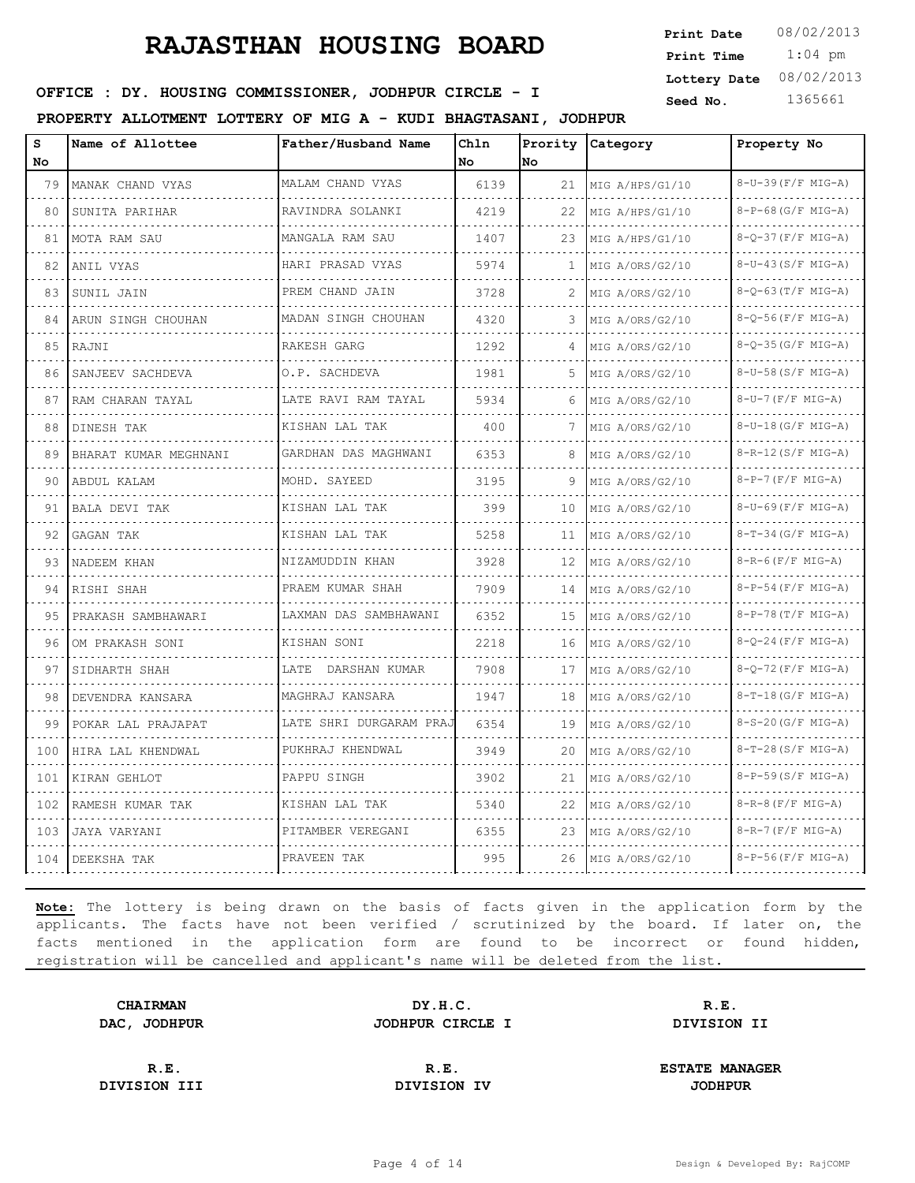# RAJASTHAN HOUSING BOARD

**Print Date** 08/02/2013
**Print Time** 1:04 pm
**Lottery Date** 08/02/2013
**Seed No.** 1365661

**OFFICE : DY. HOUSING COMMISSIONER, JODHPUR CIRCLE - I**

**PROPERTY ALLOTMENT LOTTERY OF MIG A - KUDI BHAGTASANI, JODHPUR**

| S No | Name of Allottee | Father/Husband Name | Chln No | Prority No | Category | Property No |
|---|---|---|---|---|---|---|
| 79 | MANAK CHAND VYAS | MALAM CHAND VYAS | 6139 | 21 | MIG A/HPS/G1/10 | 8-U-39(F/F MIG-A) |
| 80 | SUNITA PARIHAR | RAVINDRA SOLANKI | 4219 | 22 | MIG A/HPS/G1/10 | 8-P-68(G/F MIG-A) |
| 81 | MOTA RAM SAU | MANGALA RAM SAU | 1407 | 23 | MIG A/HPS/G1/10 | 8-Q-37(F/F MIG-A) |
| 82 | ANIL VYAS | HARI PRASAD VYAS | 5974 | 1 | MIG A/ORS/G2/10 | 8-U-43(S/F MIG-A) |
| 83 | SUNIL JAIN | PREM CHAND JAIN | 3728 | 2 | MIG A/ORS/G2/10 | 8-Q-63(T/F MIG-A) |
| 84 | ARUN SINGH CHOUHAN | MADAN SINGH CHOUHAN | 4320 | 3 | MIG A/ORS/G2/10 | 8-Q-56(F/F MIG-A) |
| 85 | RAJNI | RAKESH GARG | 1292 | 4 | MIG A/ORS/G2/10 | 8-Q-35(G/F MIG-A) |
| 86 | SANJEEV SACHDEVA | O.P. SACHDEVA | 1981 | 5 | MIG A/ORS/G2/10 | 8-U-58(S/F MIG-A) |
| 87 | RAM CHARAN TAYAL | LATE RAVI RAM TAYAL | 5934 | 6 | MIG A/ORS/G2/10 | 8-U-7(F/F MIG-A) |
| 88 | DINESH TAK | KISHAN LAL TAK | 400 | 7 | MIG A/ORS/G2/10 | 8-U-18(G/F MIG-A) |
| 89 | BHARAT KUMAR MEGHNANI | GARDHAN DAS MAGHWANI | 6353 | 8 | MIG A/ORS/G2/10 | 8-R-12(S/F MIG-A) |
| 90 | ABDUL KALAM | MOHD. SAYEED | 3195 | 9 | MIG A/ORS/G2/10 | 8-P-7(F/F MIG-A) |
| 91 | BALA DEVI TAK | KISHAN LAL TAK | 399 | 10 | MIG A/ORS/G2/10 | 8-U-69(F/F MIG-A) |
| 92 | GAGAN TAK | KISHAN LAL TAK | 5258 | 11 | MIG A/ORS/G2/10 | 8-T-34(G/F MIG-A) |
| 93 | NADEEM KHAN | NIZAMUDDIN KHAN | 3928 | 12 | MIG A/ORS/G2/10 | 8-R-6(F/F MIG-A) |
| 94 | RISHI SHAH | PRAEM KUMAR SHAH | 7909 | 14 | MIG A/ORS/G2/10 | 8-P-54(F/F MIG-A) |
| 95 | PRAKASH SAMBHAWARI | LAXMAN DAS SAMBHAWANI | 6352 | 15 | MIG A/ORS/G2/10 | 8-P-78(T/F MIG-A) |
| 96 | OM PRAKASH SONI | KISHAN SONI | 2218 | 16 | MIG A/ORS/G2/10 | 8-Q-24(F/F MIG-A) |
| 97 | SIDHARTH SHAH | LATE DARSHAN KUMAR | 7908 | 17 | MIG A/ORS/G2/10 | 8-Q-72(F/F MIG-A) |
| 98 | DEVENDRA KANSARA | MAGHRAJ KANSARA | 1947 | 18 | MIG A/ORS/G2/10 | 8-T-18(G/F MIG-A) |
| 99 | POKAR LAL PRAJAPAT | LATE SHRI DURGARAM PRAJ | 6354 | 19 | MIG A/ORS/G2/10 | 8-S-20(G/F MIG-A) |
| 100 | HIRA LAL KHENDWAL | PUKHRAJ KHENDWAL | 3949 | 20 | MIG A/ORS/G2/10 | 8-T-28(S/F MIG-A) |
| 101 | KIRAN GEHLOT | PAPPU SINGH | 3902 | 21 | MIG A/ORS/G2/10 | 8-P-59(S/F MIG-A) |
| 102 | RAMESH KUMAR TAK | KISHAN LAL TAK | 5340 | 22 | MIG A/ORS/G2/10 | 8-R-8(F/F MIG-A) |
| 103 | JAYA VARYANI | PITAMBER VEREGANI | 6355 | 23 | MIG A/ORS/G2/10 | 8-R-7(F/F MIG-A) |
| 104 | DEEKSHA TAK | PRAVEEN TAK | 995 | 26 | MIG A/ORS/G2/10 | 8-P-56(F/F MIG-A) |

**Note:** The lottery is being drawn on the basis of facts given in the application form by the applicants. The facts have not been verified / scrutinized by the board. If later on, the facts mentioned in the application form are found to be incorrect or found hidden, registration will be cancelled and applicant's name will be deleted from the list.

**CHAIRMAN**
**DAC, JODHPUR**

**DY.H.C.**
**JODHPUR CIRCLE I**

**R.E.**
**DIVISION II**

**R.E.**
**DIVISION III**

**R.E.**
**DIVISION IV**

**ESTATE MANAGER**
**JODHPUR**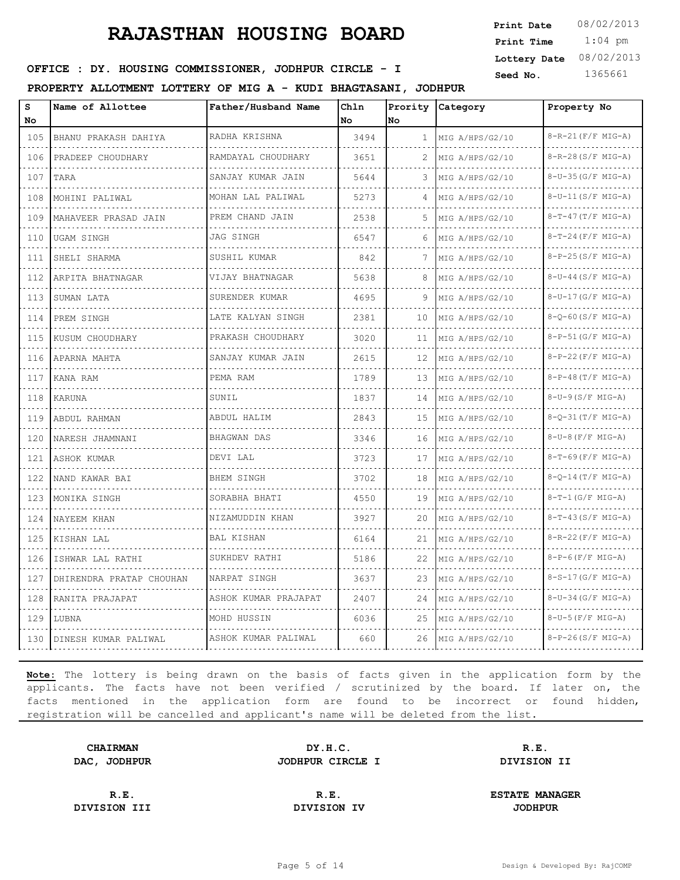# RAJASTHAN HOUSING BOARD

**OFFICE : DY. HOUSING COMMISSIONER, JODHPUR CIRCLE - I**

**PROPERTY ALLOTMENT LOTTERY OF MIG A - KUDI BHAGTASANI, JODHPUR**

| | |
|---|---|
| **Print Date** | 08/02/2013 |
| **Print Time** | 1:04 pm |
| **Lottery Date** | 08/02/2013 |
| **Seed No.** | 1365661 |

| S No | Name of Allottee | Father/Husband Name | Chln No | Prority No | Category | Property No |
|---|---|---|---|---|---|---|
| 105 | BHANU PRAKASH DAHIYA | RADHA KRISHNA | 3494 | 1 | MIG A/HPS/G2/10 | 8-R-21(F/F MIG-A) |
| 106 | PRADEEP CHOUDHARY | RAMDAYAL CHOUDHARY | 3651 | 2 | MIG A/HPS/G2/10 | 8-R-28(S/F MIG-A) |
| 107 | TARA | SANJAY KUMAR JAIN | 5644 | 3 | MIG A/HPS/G2/10 | 8-U-35(G/F MIG-A) |
| 108 | MOHINI PALIWAL | MOHAN LAL PALIWAL | 5273 | 4 | MIG A/HPS/G2/10 | 8-U-11(S/F MIG-A) |
| 109 | MAHAVEER PRASAD JAIN | PREM CHAND JAIN | 2538 | 5 | MIG A/HPS/G2/10 | 8-T-47(T/F MIG-A) |
| 110 | UGAM SINGH | JAG SINGH | 6547 | 6 | MIG A/HPS/G2/10 | 8-T-24(F/F MIG-A) |
| 111 | SHELI SHARMA | SUSHIL KUMAR | 842 | 7 | MIG A/HPS/G2/10 | 8-P-25(S/F MIG-A) |
| 112 | ARPITA BHATNAGAR | VIJAY BHATNAGAR | 5638 | 8 | MIG A/HPS/G2/10 | 8-U-44(S/F MIG-A) |
| 113 | SUMAN LATA | SURENDER KUMAR | 4695 | 9 | MIG A/HPS/G2/10 | 8-U-17(G/F MIG-A) |
| 114 | PREM SINGH | LATE KALYAN SINGH | 2381 | 10 | MIG A/HPS/G2/10 | 8-Q-60(S/F MIG-A) |
| 115 | KUSUM CHOUDHARY | PRAKASH CHOUDHARY | 3020 | 11 | MIG A/HPS/G2/10 | 8-P-51(G/F MIG-A) |
| 116 | APARNA MAHTA | SANJAY KUMAR JAIN | 2615 | 12 | MIG A/HPS/G2/10 | 8-P-22(F/F MIG-A) |
| 117 | KANA RAM | PEMA RAM | 1789 | 13 | MIG A/HPS/G2/10 | 8-P-48(T/F MIG-A) |
| 118 | KARUNA | SUNIL | 1837 | 14 | MIG A/HPS/G2/10 | 8-U-9(S/F MIG-A) |
| 119 | ABDUL RAHMAN | ABDUL HALIM | 2843 | 15 | MIG A/HPS/G2/10 | 8-Q-31(T/F MIG-A) |
| 120 | NARESH JHAMNANI | BHAGWAN DAS | 3346 | 16 | MIG A/HPS/G2/10 | 8-U-8(F/F MIG-A) |
| 121 | ASHOK KUMAR | DEVI LAL | 3723 | 17 | MIG A/HPS/G2/10 | 8-T-69(F/F MIG-A) |
| 122 | NAND KAWAR BAI | BHEM SINGH | 3702 | 18 | MIG A/HPS/G2/10 | 8-Q-14(T/F MIG-A) |
| 123 | MONIKA SINGH | SORABHA BHATI | 4550 | 19 | MIG A/HPS/G2/10 | 8-T-1(G/F MIG-A) |
| 124 | NAYEEM KHAN | NIZAMUDDIN KHAN | 3927 | 20 | MIG A/HPS/G2/10 | 8-T-43(S/F MIG-A) |
| 125 | KISHAN LAL | BAL KISHAN | 6164 | 21 | MIG A/HPS/G2/10 | 8-R-22(F/F MIG-A) |
| 126 | ISHWAR LAL RATHI | SUKHDEV RATHI | 5186 | 22 | MIG A/HPS/G2/10 | 8-P-6(F/F MIG-A) |
| 127 | DHIRENDRA PRATAP CHOUHAN | NARPAT SINGH | 3637 | 23 | MIG A/HPS/G2/10 | 8-S-17(G/F MIG-A) |
| 128 | RANITA PRAJAPAT | ASHOK KUMAR PRAJAPAT | 2407 | 24 | MIG A/HPS/G2/10 | 8-U-34(G/F MIG-A) |
| 129 | LUBNA | MOHD HUSSIN | 6036 | 25 | MIG A/HPS/G2/10 | 8-U-5(F/F MIG-A) |
| 130 | DINESH KUMAR PALIWAL | ASHOK KUMAR PALIWAL | 660 | 26 | MIG A/HPS/G2/10 | 8-P-26(S/F MIG-A) |

**Note:** The lottery is being drawn on the basis of facts given in the application form by the applicants. The facts have not been verified / scrutinized by the board. If later on, the facts mentioned in the application form are found to be incorrect or found hidden, registration will be cancelled and applicant's name will be deleted from the list.

| | | |
|---|---|---|
| **CHAIRMAN**<br>**DAC, JODHPUR** | **DY.H.C.**<br>**JODHPUR CIRCLE I** | **R.E.**<br>**DIVISION II** |
| **R.E.**<br>**DIVISION III** | **R.E.**<br>**DIVISION IV** | **ESTATE MANAGER**<br>**JODHPUR** |

Design & Developed By: RajCOMP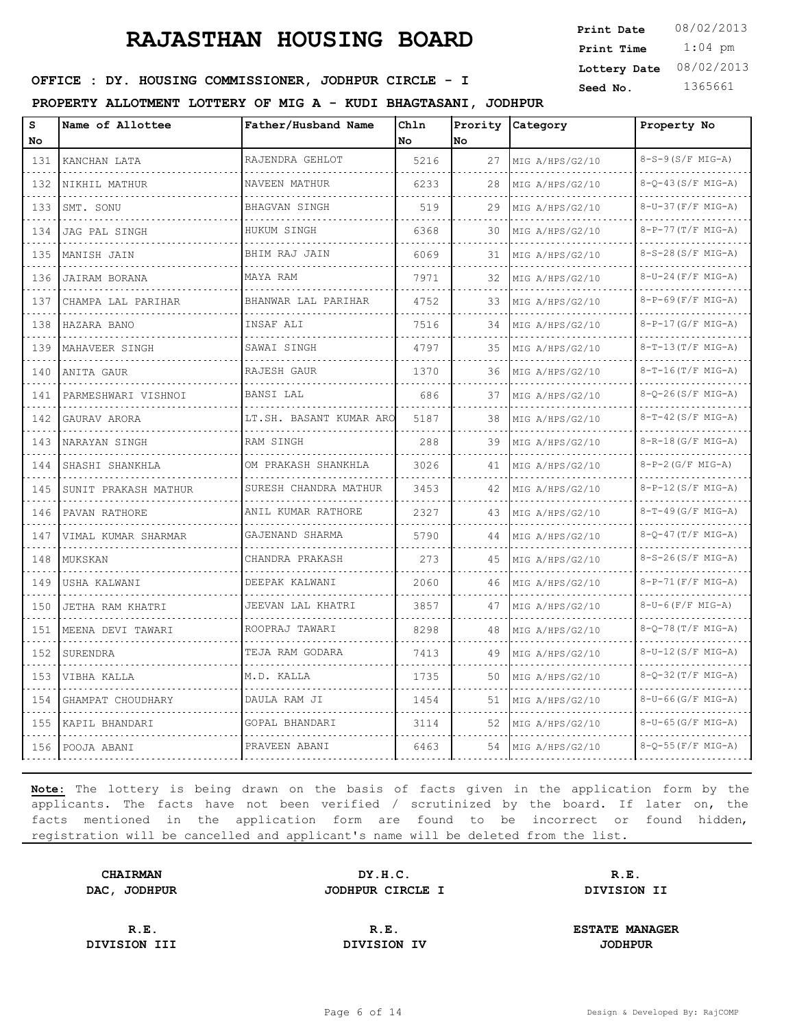# RAJASTHAN HOUSING BOARD

**Print Date** 08/02/2013
**Print Time** 1:04 pm
**Lottery Date** 08/02/2013
**Seed No.** 1365661

**OFFICE : DY. HOUSING COMMISSIONER, JODHPUR CIRCLE - I**

**PROPERTY ALLOTMENT LOTTERY OF MIG A - KUDI BHAGTASANI, JODHPUR**

| S No | Name of Allottee | Father/Husband Name | Chln No | Prority No | Category | Property No |
|---|---|---|---|---|---|---|
| 131 | KANCHAN LATA | RAJENDRA GEHLOT | 5216 | 27 | MIG A/HPS/G2/10 | 8-S-9(S/F MIG-A) |
| 132 | NIKHIL MATHUR | NAVEEN MATHUR | 6233 | 28 | MIG A/HPS/G2/10 | 8-Q-43(S/F MIG-A) |
| 133 | SMT. SONU | BHAGVAN SINGH | 519 | 29 | MIG A/HPS/G2/10 | 8-U-37(F/F MIG-A) |
| 134 | JAG PAL SINGH | HUKUM SINGH | 6368 | 30 | MIG A/HPS/G2/10 | 8-P-77(T/F MIG-A) |
| 135 | MANISH JAIN | BHIM RAJ JAIN | 6069 | 31 | MIG A/HPS/G2/10 | 8-S-28(S/F MIG-A) |
| 136 | JAIRAM BORANA | MAYA RAM | 7971 | 32 | MIG A/HPS/G2/10 | 8-U-24(F/F MIG-A) |
| 137 | CHAMPA LAL PARIHAR | BHANWAR LAL PARIHAR | 4752 | 33 | MIG A/HPS/G2/10 | 8-P-69(F/F MIG-A) |
| 138 | HAZARA BANO | INSAF ALI | 7516 | 34 | MIG A/HPS/G2/10 | 8-P-17(G/F MIG-A) |
| 139 | MAHAVEER SINGH | SAWAI SINGH | 4797 | 35 | MIG A/HPS/G2/10 | 8-T-13(T/F MIG-A) |
| 140 | ANITA GAUR | RAJESH GAUR | 1370 | 36 | MIG A/HPS/G2/10 | 8-T-16(T/F MIG-A) |
| 141 | PARMESHWARI VISHNOI | BANSI LAL | 686 | 37 | MIG A/HPS/G2/10 | 8-Q-26(S/F MIG-A) |
| 142 | GAURAV ARORA | LT.SH. BASANT KUMAR ARO | 5187 | 38 | MIG A/HPS/G2/10 | 8-T-42(S/F MIG-A) |
| 143 | NARAYAN SINGH | RAM SINGH | 288 | 39 | MIG A/HPS/G2/10 | 8-R-18(G/F MIG-A) |
| 144 | SHASHI SHANKHLA | OM PRAKASH SHANKHLA | 3026 | 41 | MIG A/HPS/G2/10 | 8-P-2(G/F MIG-A) |
| 145 | SUNIT PRAKASH MATHUR | SURESH CHANDRA MATHUR | 3453 | 42 | MIG A/HPS/G2/10 | 8-P-12(S/F MIG-A) |
| 146 | PAVAN RATHORE | ANIL KUMAR RATHORE | 2327 | 43 | MIG A/HPS/G2/10 | 8-T-49(G/F MIG-A) |
| 147 | VIMAL KUMAR SHARMAR | GAJENAND SHARMA | 5790 | 44 | MIG A/HPS/G2/10 | 8-Q-47(T/F MIG-A) |
| 148 | MUKSKAN | CHANDRA PRAKASH | 273 | 45 | MIG A/HPS/G2/10 | 8-S-26(S/F MIG-A) |
| 149 | USHA KALWANI | DEEPAK KALWANI | 2060 | 46 | MIG A/HPS/G2/10 | 8-P-71(F/F MIG-A) |
| 150 | JETHA RAM KHATRI | JEEVAN LAL KHATRI | 3857 | 47 | MIG A/HPS/G2/10 | 8-U-6(F/F MIG-A) |
| 151 | MEENA DEVI TAWARI | ROOPRAJ TAWARI | 8298 | 48 | MIG A/HPS/G2/10 | 8-Q-78(T/F MIG-A) |
| 152 | SURENDRA | TEJA RAM GODARA | 7413 | 49 | MIG A/HPS/G2/10 | 8-U-12(S/F MIG-A) |
| 153 | VIBHA KALLA | M.D. KALLA | 1735 | 50 | MIG A/HPS/G2/10 | 8-Q-32(T/F MIG-A) |
| 154 | GHAMPAT CHOUDHARY | DAULA RAM JI | 1454 | 51 | MIG A/HPS/G2/10 | 8-U-66(G/F MIG-A) |
| 155 | KAPIL BHANDARI | GOPAL BHANDARI | 3114 | 52 | MIG A/HPS/G2/10 | 8-U-65(G/F MIG-A) |
| 156 | POOJA ABANI | PRAVEEN ABANI | 6463 | 54 | MIG A/HPS/G2/10 | 8-Q-55(F/F MIG-A) |

**Note:** The lottery is being drawn on the basis of facts given in the application form by the applicants. The facts have not been verified / scrutinized by the board. If later on, the facts mentioned in the application form are found to be incorrect or found hidden, registration will be cancelled and applicant's name will be deleted from the list.

**CHAIRMAN**
**DAC, JODHPUR**

**DY.H.C.**
**JODHPUR CIRCLE I**

**R.E.**
**DIVISION II**

**R.E.**
**DIVISION III**

**R.E.**
**DIVISION IV**

**ESTATE MANAGER**
**JODHPUR**

Design & Developed By: RajCOMP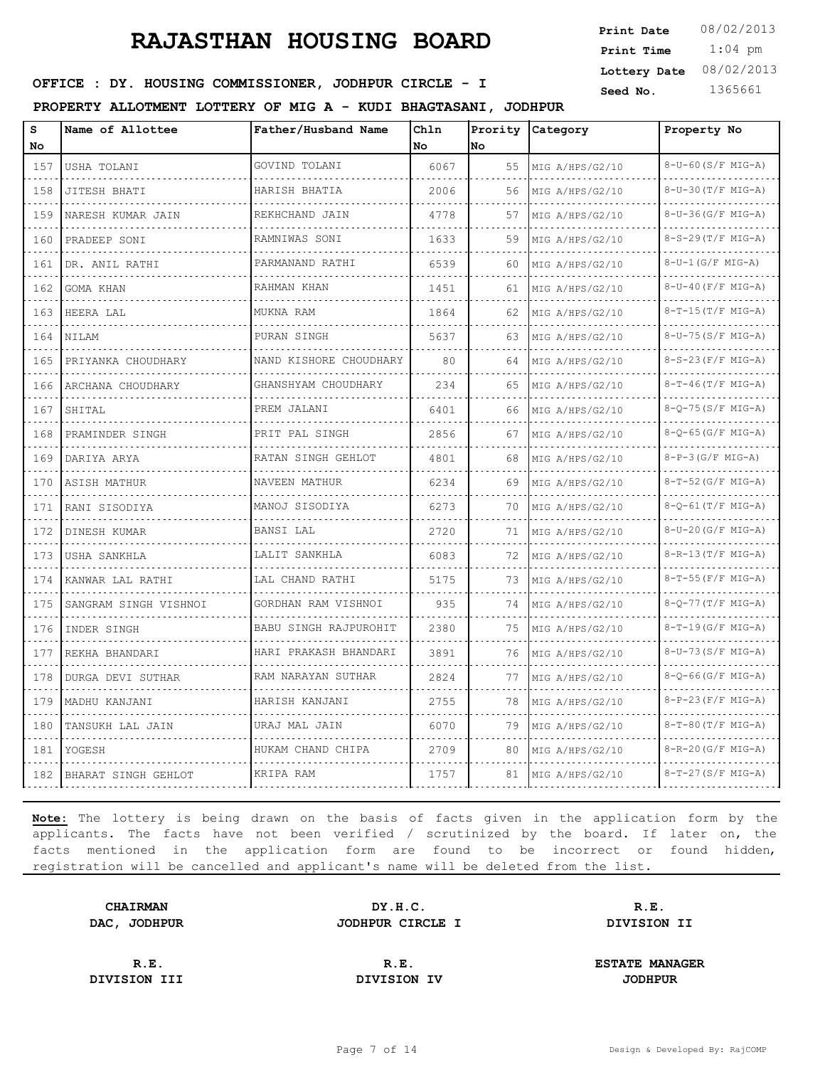# RAJASTHAN HOUSING BOARD

**Print Date** 08/02/2013
**Print Time** 1:04 pm
**Lottery Date** 08/02/2013
**Seed No.** 1365661

**OFFICE : DY. HOUSING COMMISSIONER, JODHPUR CIRCLE - I**

**PROPERTY ALLOTMENT LOTTERY OF MIG A - KUDI BHAGTASANI, JODHPUR**

| S No | Name of Allottee | Father/Husband Name | Chln No | Prority No | Category | Property No |
|---|---|---|---|---|---|---|
| 157 | USHA TOLANI | GOVIND TOLANI | 6067 | 55 | MIG A/HPS/G2/10 | 8-U-60(S/F MIG-A) |
| 158 | JITESH BHATI | HARISH BHATIA | 2006 | 56 | MIG A/HPS/G2/10 | 8-U-30(T/F MIG-A) |
| 159 | NARESH KUMAR JAIN | REKHCHAND JAIN | 4778 | 57 | MIG A/HPS/G2/10 | 8-U-36(G/F MIG-A) |
| 160 | PRADEEP SONI | RAMNIWAS SONI | 1633 | 59 | MIG A/HPS/G2/10 | 8-S-29(T/F MIG-A) |
| 161 | DR. ANIL RATHI | PARMANAND RATHI | 6539 | 60 | MIG A/HPS/G2/10 | 8-U-1(G/F MIG-A) |
| 162 | GOMA KHAN | RAHMAN KHAN | 1451 | 61 | MIG A/HPS/G2/10 | 8-U-40(F/F MIG-A) |
| 163 | HEERA LAL | MUKNA RAM | 1864 | 62 | MIG A/HPS/G2/10 | 8-T-15(T/F MIG-A) |
| 164 | NILAM | PURAN SINGH | 5637 | 63 | MIG A/HPS/G2/10 | 8-U-75(S/F MIG-A) |
| 165 | PRIYANKA CHOUDHARY | NAND KISHORE CHOUDHARY | 80 | 64 | MIG A/HPS/G2/10 | 8-S-23(F/F MIG-A) |
| 166 | ARCHANA CHOUDHARY | GHANSHYAM CHOUDHARY | 234 | 65 | MIG A/HPS/G2/10 | 8-T-46(T/F MIG-A) |
| 167 | SHITAL | PREM JALANI | 6401 | 66 | MIG A/HPS/G2/10 | 8-Q-75(S/F MIG-A) |
| 168 | PRAMINDER SINGH | PRIT PAL SINGH | 2856 | 67 | MIG A/HPS/G2/10 | 8-Q-65(G/F MIG-A) |
| 169 | DARIYA ARYA | RATAN SINGH GEHLOT | 4801 | 68 | MIG A/HPS/G2/10 | 8-P-3(G/F MIG-A) |
| 170 | ASISH MATHUR | NAVEEN MATHUR | 6234 | 69 | MIG A/HPS/G2/10 | 8-T-52(G/F MIG-A) |
| 171 | RANI SISODIYA | MANOJ SISODIYA | 6273 | 70 | MIG A/HPS/G2/10 | 8-Q-61(T/F MIG-A) |
| 172 | DINESH KUMAR | BANSI LAL | 2720 | 71 | MIG A/HPS/G2/10 | 8-U-20(G/F MIG-A) |
| 173 | USHA SANKHLA | LALIT SANKHLA | 6083 | 72 | MIG A/HPS/G2/10 | 8-R-13(T/F MIG-A) |
| 174 | KANWAR LAL RATHI | LAL CHAND RATHI | 5175 | 73 | MIG A/HPS/G2/10 | 8-T-55(F/F MIG-A) |
| 175 | SANGRAM SINGH VISHNOI | GORDHAN RAM VISHNOI | 935 | 74 | MIG A/HPS/G2/10 | 8-Q-77(T/F MIG-A) |
| 176 | INDER SINGH | BABU SINGH RAJPUROHIT | 2380 | 75 | MIG A/HPS/G2/10 | 8-T-19(G/F MIG-A) |
| 177 | REKHA BHANDARI | HARI PRAKASH BHANDARI | 3891 | 76 | MIG A/HPS/G2/10 | 8-U-73(S/F MIG-A) |
| 178 | DURGA DEVI SUTHAR | RAM NARAYAN SUTHAR | 2824 | 77 | MIG A/HPS/G2/10 | 8-Q-66(G/F MIG-A) |
| 179 | MADHU KANJANI | HARISH KANJANI | 2755 | 78 | MIG A/HPS/G2/10 | 8-P-23(F/F MIG-A) |
| 180 | TANSUKH LAL JAIN | URAJ MAL JAIN | 6070 | 79 | MIG A/HPS/G2/10 | 8-T-80(T/F MIG-A) |
| 181 | YOGESH | HUKAM CHAND CHIPA | 2709 | 80 | MIG A/HPS/G2/10 | 8-R-20(G/F MIG-A) |
| 182 | BHARAT SINGH GEHLOT | KRIPA RAM | 1757 | 81 | MIG A/HPS/G2/10 | 8-T-27(S/F MIG-A) |

**Note:** The lottery is being drawn on the basis of facts given in the application form by the applicants. The facts have not been verified / scrutinized by the board. If later on, the facts mentioned in the application form are found to be incorrect or found hidden, registration will be cancelled and applicant's name will be deleted from the list.

**CHAIRMAN**
**DAC, JODHPUR**

**DY.H.C.**
**JODHPUR CIRCLE I**

**R.E.**
**DIVISION II**

**R.E.**
**DIVISION III**

**R.E.**
**DIVISION IV**

**ESTATE MANAGER**
**JODHPUR**

Design & Developed By: RajCOMP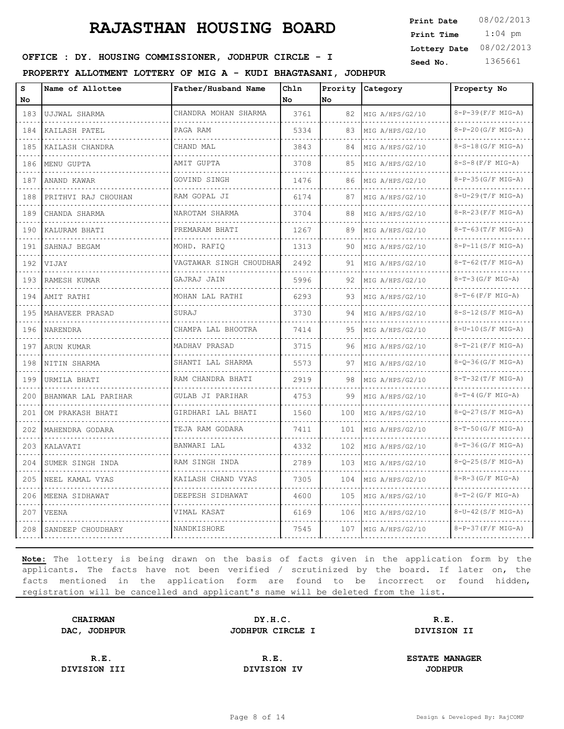# RAJASTHAN HOUSING BOARD

**Print Date** 08/02/2013
**Print Time** 1:04 pm
**Lottery Date** 08/02/2013
**Seed No.** 1365661

**OFFICE : DY. HOUSING COMMISSIONER, JODHPUR CIRCLE - I**

**PROPERTY ALLOTMENT LOTTERY OF MIG A - KUDI BHAGTASANI, JODHPUR**

| S No | Name of Allottee | Father/Husband Name | Chln No | Prority No | Category | Property No |
|---|---|---|---|---|---|---|
| 183 | UJJWAL SHARMA | CHANDRA MOHAN SHARMA | 3761 | 82 | MIG A/HPS/G2/10 | 8-P-39(F/F MIG-A) |
| 184 | KAILASH PATEL | PAGA RAM | 5334 | 83 | MIG A/HPS/G2/10 | 8-P-20(G/F MIG-A) |
| 185 | KAILASH CHANDRA | CHAND MAL | 3843 | 84 | MIG A/HPS/G2/10 | 8-S-18(G/F MIG-A) |
| 186 | MENU GUPTA | AMIT GUPTA | 3708 | 85 | MIG A/HPS/G2/10 | 8-S-8(F/F MIG-A) |
| 187 | ANAND KAWAR | GOVIND SINGH | 1476 | 86 | MIG A/HPS/G2/10 | 8-P-35(G/F MIG-A) |
| 188 | PRITHVI RAJ CHOUHAN | RAM GOPAL JI | 6174 | 87 | MIG A/HPS/G2/10 | 8-U-29(T/F MIG-A) |
| 189 | CHANDA SHARMA | NAROTAM SHARMA | 3704 | 88 | MIG A/HPS/G2/10 | 8-R-23(F/F MIG-A) |
| 190 | KALURAM BHATI | PREMARAM BHATI | 1267 | 89 | MIG A/HPS/G2/10 | 8-T-63(T/F MIG-A) |
| 191 | SAHNAJ BEGAM | MOHD. RAFIQ | 1313 | 90 | MIG A/HPS/G2/10 | 8-P-11(S/F MIG-A) |
| 192 | VIJAY | VAGTAWAR SINGH CHOUDHAR | 2492 | 91 | MIG A/HPS/G2/10 | 8-T-62(T/F MIG-A) |
| 193 | RAMESH KUMAR | GAJRAJ JAIN | 5996 | 92 | MIG A/HPS/G2/10 | 8-T-3(G/F MIG-A) |
| 194 | AMIT RATHI | MOHAN LAL RATHI | 6293 | 93 | MIG A/HPS/G2/10 | 8-T-6(F/F MIG-A) |
| 195 | MAHAVEER PRASAD | SURAJ | 3730 | 94 | MIG A/HPS/G2/10 | 8-S-12(S/F MIG-A) |
| 196 | NARENDRA | CHAMPA LAL BHOOTRA | 7414 | 95 | MIG A/HPS/G2/10 | 8-U-10(S/F MIG-A) |
| 197 | ARUN KUMAR | MADHAV PRASAD | 3715 | 96 | MIG A/HPS/G2/10 | 8-T-21(F/F MIG-A) |
| 198 | NITIN SHARMA | SHANTI LAL SHARMA | 5573 | 97 | MIG A/HPS/G2/10 | 8-Q-36(G/F MIG-A) |
| 199 | URMILA BHATI | RAM CHANDRA BHATI | 2919 | 98 | MIG A/HPS/G2/10 | 8-T-32(T/F MIG-A) |
| 200 | BHANWAR LAL PARIHAR | GULAB JI PARIHAR | 4753 | 99 | MIG A/HPS/G2/10 | 8-T-4(G/F MIG-A) |
| 201 | OM PRAKASH BHATI | GIRDHARI LAL BHATI | 1560 | 100 | MIG A/HPS/G2/10 | 8-Q-27(S/F MIG-A) |
| 202 | MAHENDRA GODARA | TEJA RAM GODARA | 7411 | 101 | MIG A/HPS/G2/10 | 8-T-50(G/F MIG-A) |
| 203 | KALAVATI | BANWARI LAL | 4332 | 102 | MIG A/HPS/G2/10 | 8-T-36(G/F MIG-A) |
| 204 | SUMER SINGH INDA | RAM SINGH INDA | 2789 | 103 | MIG A/HPS/G2/10 | 8-Q-25(S/F MIG-A) |
| 205 | NEEL KAMAL VYAS | KAILASH CHAND VYAS | 7305 | 104 | MIG A/HPS/G2/10 | 8-R-3(G/F MIG-A) |
| 206 | MEENA SIDHAWAT | DEEPESH SIDHAWAT | 4600 | 105 | MIG A/HPS/G2/10 | 8-T-2(G/F MIG-A) |
| 207 | VEENA | VIMAL KASAT | 6169 | 106 | MIG A/HPS/G2/10 | 8-U-42(S/F MIG-A) |
| 208 | SANDEEP CHOUDHARY | NANDKISHORE | 7545 | 107 | MIG A/HPS/G2/10 | 8-P-37(F/F MIG-A) |

**Note:** The lottery is being drawn on the basis of facts given in the application form by the applicants. The facts have not been verified / scrutinized by the board. If later on, the facts mentioned in the application form are found to be incorrect or found hidden, registration will be cancelled and applicant's name will be deleted from the list.

| | | |
|---|---|---|
| **CHAIRMAN**<br>**DAC, JODHPUR** | **DY.H.C.**<br>**JODHPUR CIRCLE I** | **R.E.**<br>**DIVISION II** |
| **R.E.**<br>**DIVISION III** | **R.E.**<br>**DIVISION IV** | **ESTATE MANAGER**<br>**JODHPUR** |

Design & Developed By: RajCOMP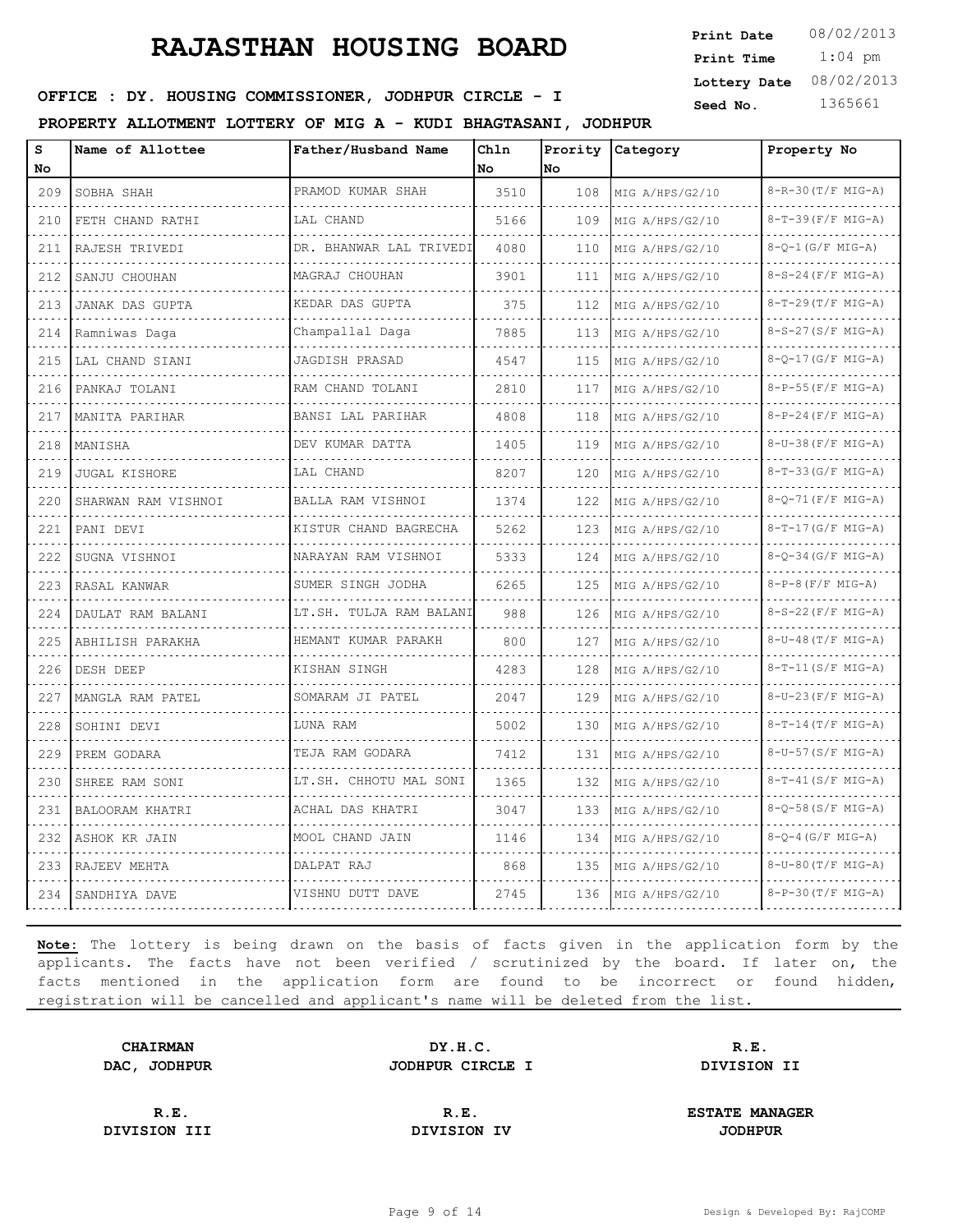# RAJASTHAN HOUSING BOARD

**Print Date** 08/02/2013
**Print Time** 1:04 pm
**Lottery Date** 08/02/2013
**Seed No.** 1365661

**OFFICE : DY. HOUSING COMMISSIONER, JODHPUR CIRCLE - I**

**PROPERTY ALLOTMENT LOTTERY OF MIG A - KUDI BHAGTASANI, JODHPUR**

| S No | Name of Allottee | Father/Husband Name | Chln No | Prority No | Category | Property No |
|---|---|---|---|---|---|---|
| 209 | SOBHA SHAH | PRAMOD KUMAR SHAH | 3510 | 108 | MIG A/HPS/G2/10 | 8-R-30(T/F MIG-A) |
| 210 | FETH CHAND RATHI | LAL CHAND | 5166 | 109 | MIG A/HPS/G2/10 | 8-T-39(F/F MIG-A) |
| 211 | RAJESH TRIVEDI | DR. BHANWAR LAL TRIVEDI | 4080 | 110 | MIG A/HPS/G2/10 | 8-Q-1(G/F MIG-A) |
| 212 | SANJU CHOUHAN | MAGRAJ CHOUHAN | 3901 | 111 | MIG A/HPS/G2/10 | 8-S-24(F/F MIG-A) |
| 213 | JANAK DAS GUPTA | KEDAR DAS GUPTA | 375 | 112 | MIG A/HPS/G2/10 | 8-T-29(T/F MIG-A) |
| 214 | Ramniwas Daga | Champallal Daga | 7885 | 113 | MIG A/HPS/G2/10 | 8-S-27(S/F MIG-A) |
| 215 | LAL CHAND SIANI | JAGDISH PRASAD | 4547 | 115 | MIG A/HPS/G2/10 | 8-Q-17(G/F MIG-A) |
| 216 | PANKAJ TOLANI | RAM CHAND TOLANI | 2810 | 117 | MIG A/HPS/G2/10 | 8-P-55(F/F MIG-A) |
| 217 | MANITA PARIHAR | BANSI LAL PARIHAR | 4808 | 118 | MIG A/HPS/G2/10 | 8-P-24(F/F MIG-A) |
| 218 | MANISHA | DEV KUMAR DATTA | 1405 | 119 | MIG A/HPS/G2/10 | 8-U-38(F/F MIG-A) |
| 219 | JUGAL KISHORE | LAL CHAND | 8207 | 120 | MIG A/HPS/G2/10 | 8-T-33(G/F MIG-A) |
| 220 | SHARWAN RAM VISHNOI | BALLA RAM VISHNOI | 1374 | 122 | MIG A/HPS/G2/10 | 8-Q-71(F/F MIG-A) |
| 221 | PANI DEVI | KISTUR CHAND BAGRECHA | 5262 | 123 | MIG A/HPS/G2/10 | 8-T-17(G/F MIG-A) |
| 222 | SUGNA VISHNOI | NARAYAN RAM VISHNOI | 5333 | 124 | MIG A/HPS/G2/10 | 8-Q-34(G/F MIG-A) |
| 223 | RASAL KANWAR | SUMER SINGH JODHA | 6265 | 125 | MIG A/HPS/G2/10 | 8-P-8(F/F MIG-A) |
| 224 | DAULAT RAM BALANI | LT.SH. TULJA RAM BALANI | 988 | 126 | MIG A/HPS/G2/10 | 8-S-22(F/F MIG-A) |
| 225 | ABHILISH PARAKHA | HEMANT KUMAR PARAKH | 800 | 127 | MIG A/HPS/G2/10 | 8-U-48(T/F MIG-A) |
| 226 | DESH DEEP | KISHAN SINGH | 4283 | 128 | MIG A/HPS/G2/10 | 8-T-11(S/F MIG-A) |
| 227 | MANGLA RAM PATEL | SOMARAM JI PATEL | 2047 | 129 | MIG A/HPS/G2/10 | 8-U-23(F/F MIG-A) |
| 228 | SOHINI DEVI | LUNA RAM | 5002 | 130 | MIG A/HPS/G2/10 | 8-T-14(T/F MIG-A) |
| 229 | PREM GODARA | TEJA RAM GODARA | 7412 | 131 | MIG A/HPS/G2/10 | 8-U-57(S/F MIG-A) |
| 230 | SHREE RAM SONI | LT.SH. CHHOTU MAL SONI | 1365 | 132 | MIG A/HPS/G2/10 | 8-T-41(S/F MIG-A) |
| 231 | BALOORAM KHATRI | ACHAL DAS KHATRI | 3047 | 133 | MIG A/HPS/G2/10 | 8-Q-58(S/F MIG-A) |
| 232 | ASHOK KR JAIN | MOOL CHAND JAIN | 1146 | 134 | MIG A/HPS/G2/10 | 8-Q-4(G/F MIG-A) |
| 233 | RAJEEV MEHTA | DALPAT RAJ | 868 | 135 | MIG A/HPS/G2/10 | 8-U-80(T/F MIG-A) |
| 234 | SANDHIYA DAVE | VISHNU DUTT DAVE | 2745 | 136 | MIG A/HPS/G2/10 | 8-P-30(T/F MIG-A) |

**Note:** The lottery is being drawn on the basis of facts given in the application form by the applicants. The facts have not been verified / scrutinized by the board. If later on, the facts mentioned in the application form are found to be incorrect or found hidden, registration will be cancelled and applicant's name will be deleted from the list.

**CHAIRMAN**
**DAC, JODHPUR**

**DY.H.C.**
**JODHPUR CIRCLE I**

**R.E.**
**DIVISION II**

**R.E.**
**DIVISION III**

**R.E.**
**DIVISION IV**

**ESTATE MANAGER**
**JODHPUR**

Design & Developed By: RajCOMP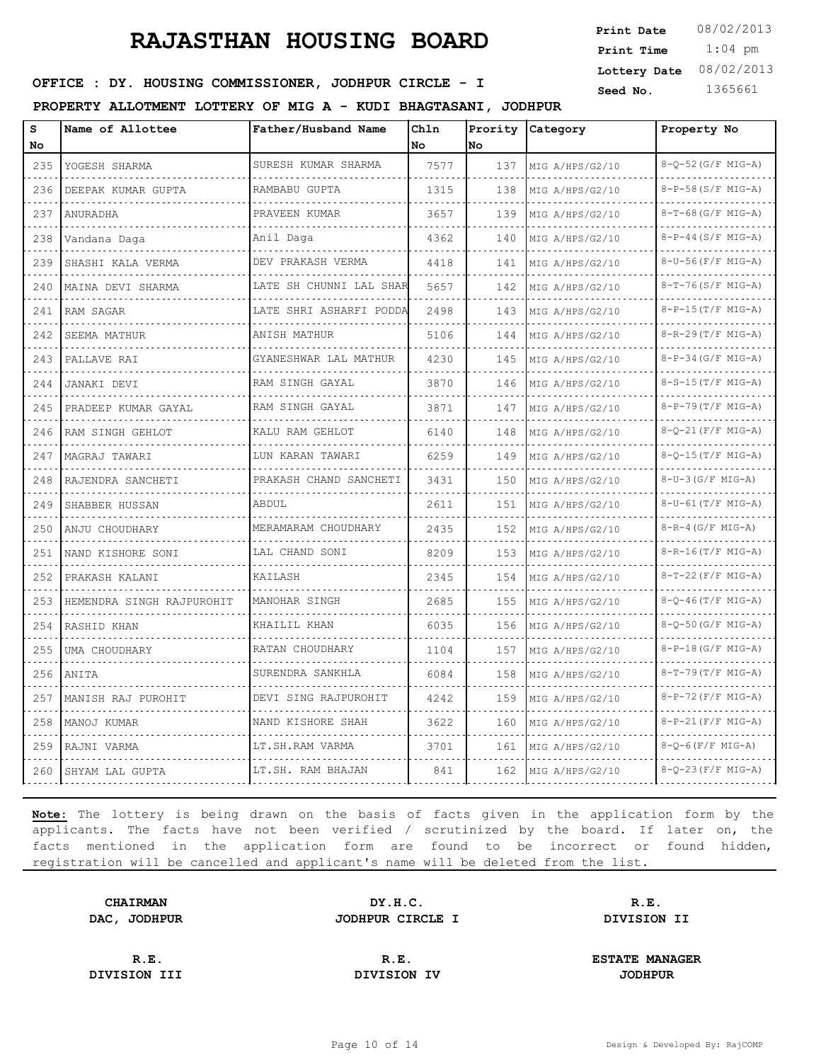# RAJASTHAN HOUSING BOARD

**Print Date** 08/02/2013
**Print Time** 1:04 pm
**Lottery Date** 08/02/2013
**Seed No.** 1365661

**OFFICE : DY. HOUSING COMMISSIONER, JODHPUR CIRCLE - I**

**PROPERTY ALLOTMENT LOTTERY OF MIG A - KUDI BHAGTASANI, JODHPUR**

| S No | Name of Allottee | Father/Husband Name | Chln No | Prority No | Category | Property No |
|---|---|---|---|---|---|---|
| 235 | YOGESH SHARMA | SURESH KUMAR SHARMA | 7577 | 137 | MIG A/HPS/G2/10 | 8-Q-52(G/F MIG-A) |
| 236 | DEEPAK KUMAR GUPTA | RAMBABU GUPTA | 1315 | 138 | MIG A/HPS/G2/10 | 8-P-58(S/F MIG-A) |
| 237 | ANURADHA | PRAVEEN KUMAR | 3657 | 139 | MIG A/HPS/G2/10 | 8-T-68(G/F MIG-A) |
| 238 | Vandana Daga | Anil Daga | 4362 | 140 | MIG A/HPS/G2/10 | 8-P-44(S/F MIG-A) |
| 239 | SHASHI KALA VERMA | DEV PRAKASH VERMA | 4418 | 141 | MIG A/HPS/G2/10 | 8-U-56(F/F MIG-A) |
| 240 | MAINA DEVI SHARMA | LATE SH CHUNNI LAL SHAR | 5657 | 142 | MIG A/HPS/G2/10 | 8-T-76(S/F MIG-A) |
| 241 | RAM SAGAR | LATE SHRI ASHARFI PODDA | 2498 | 143 | MIG A/HPS/G2/10 | 8-P-15(T/F MIG-A) |
| 242 | SEEMA MATHUR | ANISH MATHUR | 5106 | 144 | MIG A/HPS/G2/10 | 8-R-29(T/F MIG-A) |
| 243 | PALLAVE RAI | GYANESHWAR LAL MATHUR | 4230 | 145 | MIG A/HPS/G2/10 | 8-P-34(G/F MIG-A) |
| 244 | JANAKI DEVI | RAM SINGH GAYAL | 3870 | 146 | MIG A/HPS/G2/10 | 8-S-15(T/F MIG-A) |
| 245 | PRADEEP KUMAR GAYAL | RAM SINGH GAYAL | 3871 | 147 | MIG A/HPS/G2/10 | 8-P-79(T/F MIG-A) |
| 246 | RAM SINGH GEHLOT | KALU RAM GEHLOT | 6140 | 148 | MIG A/HPS/G2/10 | 8-Q-21(F/F MIG-A) |
| 247 | MAGRAJ TAWARI | LUN KARAN TAWARI | 6259 | 149 | MIG A/HPS/G2/10 | 8-Q-15(T/F MIG-A) |
| 248 | RAJENDRA SANCHETI | PRAKASH CHAND SANCHETI | 3431 | 150 | MIG A/HPS/G2/10 | 8-U-3(G/F MIG-A) |
| 249 | SHABBER HUSSAN | ABDUL | 2611 | 151 | MIG A/HPS/G2/10 | 8-U-61(T/F MIG-A) |
| 250 | ANJU CHOUDHARY | MERAMARAM CHOUDHARY | 2435 | 152 | MIG A/HPS/G2/10 | 8-R-4(G/F MIG-A) |
| 251 | NAND KISHORE SONI | LAL CHAND SONI | 8209 | 153 | MIG A/HPS/G2/10 | 8-R-16(T/F MIG-A) |
| 252 | PRAKASH KALANI | KAILASH | 2345 | 154 | MIG A/HPS/G2/10 | 8-T-22(F/F MIG-A) |
| 253 | HEMENDRA SINGH RAJPUROHIT | MANOHAR SINGH | 2685 | 155 | MIG A/HPS/G2/10 | 8-Q-46(T/F MIG-A) |
| 254 | RASHID KHAN | KHAILIL KHAN | 6035 | 156 | MIG A/HPS/G2/10 | 8-Q-50(G/F MIG-A) |
| 255 | UMA CHOUDHARY | RATAN CHOUDHARY | 1104 | 157 | MIG A/HPS/G2/10 | 8-P-18(G/F MIG-A) |
| 256 | ANITA | SURENDRA SANKHLA | 6084 | 158 | MIG A/HPS/G2/10 | 8-T-79(T/F MIG-A) |
| 257 | MANISH RAJ PUROHIT | DEVI SING RAJPUROHIT | 4242 | 159 | MIG A/HPS/G2/10 | 8-P-72(F/F MIG-A) |
| 258 | MANOJ KUMAR | NAND KISHORE SHAH | 3622 | 160 | MIG A/HPS/G2/10 | 8-P-21(F/F MIG-A) |
| 259 | RAJNI VARMA | LT.SH.RAM VARMA | 3701 | 161 | MIG A/HPS/G2/10 | 8-Q-6(F/F MIG-A) |
| 260 | SHYAM LAL GUPTA | LT.SH. RAM BHAJAN | 841 | 162 | MIG A/HPS/G2/10 | 8-Q-23(F/F MIG-A) |

**Note:** The lottery is being drawn on the basis of facts given in the application form by the applicants. The facts have not been verified / scrutinized by the board. If later on, the facts mentioned in the application form are found to be incorrect or found hidden, registration will be cancelled and applicant's name will be deleted from the list.

| | | |
|---|---|---|
| **CHAIRMAN**<br>**DAC, JODHPUR** | **DY.H.C.**<br>**JODHPUR CIRCLE I** | **R.E.**<br>**DIVISION II** |
| **R.E.**<br>**DIVISION III** | **R.E.**<br>**DIVISION IV** | **ESTATE MANAGER**<br>**JODHPUR** |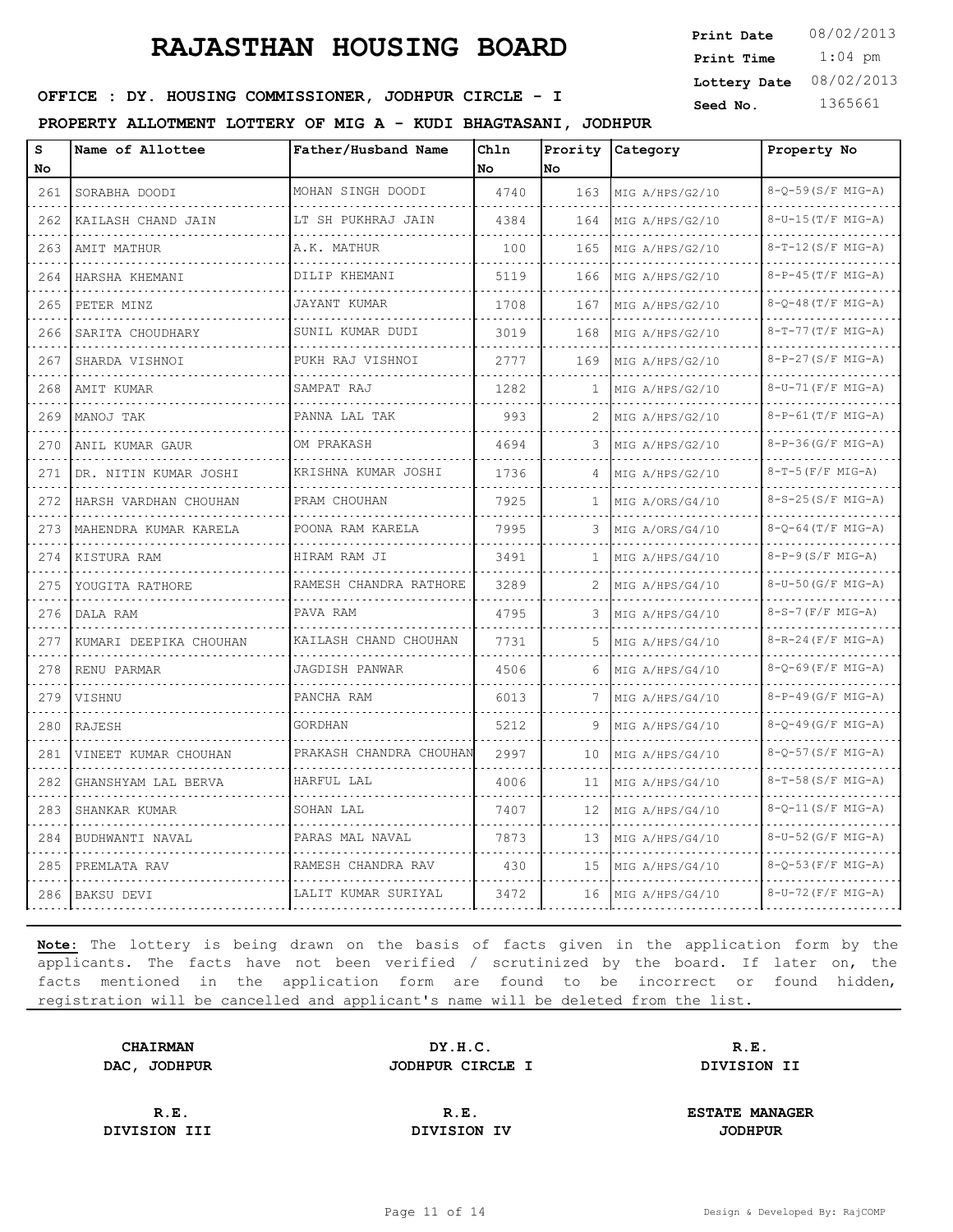# RAJASTHAN HOUSING BOARD

**Print Date** 08/02/2013
**Print Time** 1:04 pm
**Lottery Date** 08/02/2013
**Seed No.** 1365661

**OFFICE : DY. HOUSING COMMISSIONER, JODHPUR CIRCLE - I**

**PROPERTY ALLOTMENT LOTTERY OF MIG A - KUDI BHAGTASANI, JODHPUR**

| S No | Name of Allottee | Father/Husband Name | Chln No | Prority No | Category | Property No |
|---|---|---|---|---|---|---|
| 261 | SORABHA DOODI | MOHAN SINGH DOODI | 4740 | 163 | MIG A/HPS/G2/10 | 8-Q-59(S/F MIG-A) |
| 262 | KAILASH CHAND JAIN | LT SH PUKHRAJ JAIN | 4384 | 164 | MIG A/HPS/G2/10 | 8-U-15(T/F MIG-A) |
| 263 | AMIT MATHUR | A.K. MATHUR | 100 | 165 | MIG A/HPS/G2/10 | 8-T-12(S/F MIG-A) |
| 264 | HARSHA KHEMANI | DILIP KHEMANI | 5119 | 166 | MIG A/HPS/G2/10 | 8-P-45(T/F MIG-A) |
| 265 | PETER MINZ | JAYANT KUMAR | 1708 | 167 | MIG A/HPS/G2/10 | 8-Q-48(T/F MIG-A) |
| 266 | SARITA CHOUDHARY | SUNIL KUMAR DUDI | 3019 | 168 | MIG A/HPS/G2/10 | 8-T-77(T/F MIG-A) |
| 267 | SHARDA VISHNOI | PUKH RAJ VISHNOI | 2777 | 169 | MIG A/HPS/G2/10 | 8-P-27(S/F MIG-A) |
| 268 | AMIT KUMAR | SAMPAT RAJ | 1282 | 1 | MIG A/HPS/G2/10 | 8-U-71(F/F MIG-A) |
| 269 | MANOJ TAK | PANNA LAL TAK | 993 | 2 | MIG A/HPS/G2/10 | 8-P-61(T/F MIG-A) |
| 270 | ANIL KUMAR GAUR | OM PRAKASH | 4694 | 3 | MIG A/HPS/G2/10 | 8-P-36(G/F MIG-A) |
| 271 | DR. NITIN KUMAR JOSHI | KRISHNA KUMAR JOSHI | 1736 | 4 | MIG A/HPS/G2/10 | 8-T-5(F/F MIG-A) |
| 272 | HARSH VARDHAN CHOUHAN | PRAM CHOUHAN | 7925 | 1 | MIG A/ORS/G4/10 | 8-S-25(S/F MIG-A) |
| 273 | MAHENDRA KUMAR KARELA | POONA RAM KARELA | 7995 | 3 | MIG A/ORS/G4/10 | 8-Q-64(T/F MIG-A) |
| 274 | KISTURA RAM | HIRAM RAM JI | 3491 | 1 | MIG A/HPS/G4/10 | 8-P-9(S/F MIG-A) |
| 275 | YOUGITA RATHORE | RAMESH CHANDRA RATHORE | 3289 | 2 | MIG A/HPS/G4/10 | 8-U-50(G/F MIG-A) |
| 276 | DALA RAM | PAVA RAM | 4795 | 3 | MIG A/HPS/G4/10 | 8-S-7(F/F MIG-A) |
| 277 | KUMARI DEEPIKA CHOUHAN | KAILASH CHAND CHOUHAN | 7731 | 5 | MIG A/HPS/G4/10 | 8-R-24(F/F MIG-A) |
| 278 | RENU PARMAR | JAGDISH PANWAR | 4506 | 6 | MIG A/HPS/G4/10 | 8-Q-69(F/F MIG-A) |
| 279 | VISHNU | PANCHA RAM | 6013 | 7 | MIG A/HPS/G4/10 | 8-P-49(G/F MIG-A) |
| 280 | RAJESH | GORDHAN | 5212 | 9 | MIG A/HPS/G4/10 | 8-Q-49(G/F MIG-A) |
| 281 | VINEET KUMAR CHOUHAN | PRAKASH CHANDRA CHOUHAN | 2997 | 10 | MIG A/HPS/G4/10 | 8-Q-57(S/F MIG-A) |
| 282 | GHANSHYAM LAL BERVA | HARFUL LAL | 4006 | 11 | MIG A/HPS/G4/10 | 8-T-58(S/F MIG-A) |
| 283 | SHANKAR KUMAR | SOHAN LAL | 7407 | 12 | MIG A/HPS/G4/10 | 8-Q-11(S/F MIG-A) |
| 284 | BUDHWANTI NAVAL | PARAS MAL NAVAL | 7873 | 13 | MIG A/HPS/G4/10 | 8-U-52(G/F MIG-A) |
| 285 | PREMLATA RAV | RAMESH CHANDRA RAV | 430 | 15 | MIG A/HPS/G4/10 | 8-Q-53(F/F MIG-A) |
| 286 | BAKSU DEVI | LALIT KUMAR SURIYAL | 3472 | 16 | MIG A/HPS/G4/10 | 8-U-72(F/F MIG-A) |

**Note:** The lottery is being drawn on the basis of facts given in the application form by the applicants. The facts have not been verified / scrutinized by the board. If later on, the facts mentioned in the application form are found to be incorrect or found hidden, registration will be cancelled and applicant's name will be deleted from the list.

**CHAIRMAN**
**DAC, JODHPUR**

**DY.H.C.**
**JODHPUR CIRCLE I**

**R.E.**
**DIVISION II**

**R.E.**
**DIVISION III**

**R.E.**
**DIVISION IV**

**ESTATE MANAGER**
**JODHPUR**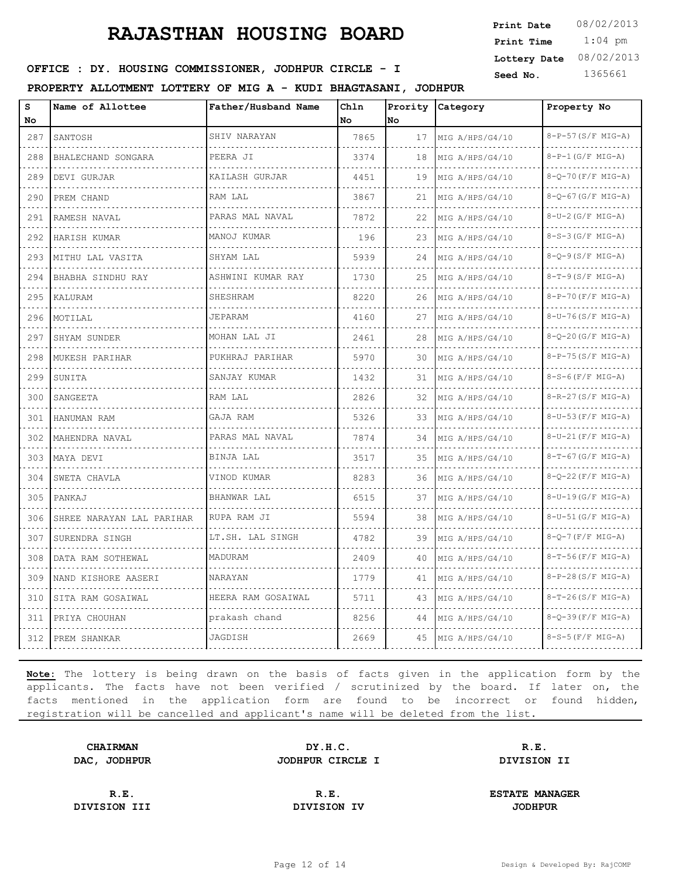# RAJASTHAN HOUSING BOARD

**Print Date** 08/02/2013
**Print Time** 1:04 pm
**Lottery Date** 08/02/2013
**Seed No.** 1365661

**OFFICE : DY. HOUSING COMMISSIONER, JODHPUR CIRCLE - I**

**PROPERTY ALLOTMENT LOTTERY OF MIG A - KUDI BHAGTASANI, JODHPUR**

| S No | Name of Allottee | Father/Husband Name | Chln No | Prority No | Category | Property No |
|---|---|---|---|---|---|---|
| 287 | SANTOSH | SHIV NARAYAN | 7865 | 17 | MIG A/HPS/G4/10 | 8-P-57(S/F MIG-A) |
| 288 | BHALECHAND SONGARA | PEERA JI | 3374 | 18 | MIG A/HPS/G4/10 | 8-P-1(G/F MIG-A) |
| 289 | DEVI GURJAR | KAILASH GURJAR | 4451 | 19 | MIG A/HPS/G4/10 | 8-Q-70(F/F MIG-A) |
| 290 | PREM CHAND | RAM LAL | 3867 | 21 | MIG A/HPS/G4/10 | 8-Q-67(G/F MIG-A) |
| 291 | RAMESH NAVAL | PARAS MAL NAVAL | 7872 | 22 | MIG A/HPS/G4/10 | 8-U-2(G/F MIG-A) |
| 292 | HARISH KUMAR | MANOJ KUMAR | 196 | 23 | MIG A/HPS/G4/10 | 8-S-3(G/F MIG-A) |
| 293 | MITHU LAL VASITA | SHYAM LAL | 5939 | 24 | MIG A/HPS/G4/10 | 8-Q-9(S/F MIG-A) |
| 294 | BHABHA SINDHU RAY | ASHWINI KUMAR RAY | 1730 | 25 | MIG A/HPS/G4/10 | 8-T-9(S/F MIG-A) |
| 295 | KALURAM | SHESHRAM | 8220 | 26 | MIG A/HPS/G4/10 | 8-P-70(F/F MIG-A) |
| 296 | MOTILAL | JEPARAM | 4160 | 27 | MIG A/HPS/G4/10 | 8-U-76(S/F MIG-A) |
| 297 | SHYAM SUNDER | MOHAN LAL JI | 2461 | 28 | MIG A/HPS/G4/10 | 8-Q-20(G/F MIG-A) |
| 298 | MUKESH PARIHAR | PUKHRAJ PARIHAR | 5970 | 30 | MIG A/HPS/G4/10 | 8-P-75(S/F MIG-A) |
| 299 | SUNITA | SANJAY KUMAR | 1432 | 31 | MIG A/HPS/G4/10 | 8-S-6(F/F MIG-A) |
| 300 | SANGEETA | RAM LAL | 2826 | 32 | MIG A/HPS/G4/10 | 8-R-27(S/F MIG-A) |
| 301 | HANUMAN RAM | GAJA RAM | 5326 | 33 | MIG A/HPS/G4/10 | 8-U-53(F/F MIG-A) |
| 302 | MAHENDRA NAVAL | PARAS MAL NAVAL | 7874 | 34 | MIG A/HPS/G4/10 | 8-U-21(F/F MIG-A) |
| 303 | MAYA DEVI | BINJA LAL | 3517 | 35 | MIG A/HPS/G4/10 | 8-T-67(G/F MIG-A) |
| 304 | SWETA CHAVLA | VINOD KUMAR | 8283 | 36 | MIG A/HPS/G4/10 | 8-Q-22(F/F MIG-A) |
| 305 | PANKAJ | BHANWAR LAL | 6515 | 37 | MIG A/HPS/G4/10 | 8-U-19(G/F MIG-A) |
| 306 | SHREE NARAYAN LAL PARIHAR | RUPA RAM JI | 5594 | 38 | MIG A/HPS/G4/10 | 8-U-51(G/F MIG-A) |
| 307 | SURENDRA SINGH | LT.SH. LAL SINGH | 4782 | 39 | MIG A/HPS/G4/10 | 8-Q-7(F/F MIG-A) |
| 308 | DATA RAM SOTHEWAL | MADURAM | 2409 | 40 | MIG A/HPS/G4/10 | 8-T-56(F/F MIG-A) |
| 309 | NAND KISHORE AASERI | NARAYAN | 1779 | 41 | MIG A/HPS/G4/10 | 8-P-28(S/F MIG-A) |
| 310 | SITA RAM GOSAIWAL | HEERA RAM GOSAIWAL | 5711 | 43 | MIG A/HPS/G4/10 | 8-T-26(S/F MIG-A) |
| 311 | PRIYA CHOUHAN | prakash chand | 8256 | 44 | MIG A/HPS/G4/10 | 8-Q-39(F/F MIG-A) |
| 312 | PREM SHANKAR | JAGDISH | 2669 | 45 | MIG A/HPS/G4/10 | 8-S-5(F/F MIG-A) |

**Note:** The lottery is being drawn on the basis of facts given in the application form by the applicants. The facts have not been verified / scrutinized by the board. If later on, the facts mentioned in the application form are found to be incorrect or found hidden, registration will be cancelled and applicant's name will be deleted from the list.

**CHAIRMAN**
**DAC, JODHPUR**

**DY.H.C.**
**JODHPUR CIRCLE I**

**R.E.**
**DIVISION II**

**R.E.**
**DIVISION III**

**R.E.**
**DIVISION IV**

**ESTATE MANAGER**
**JODHPUR**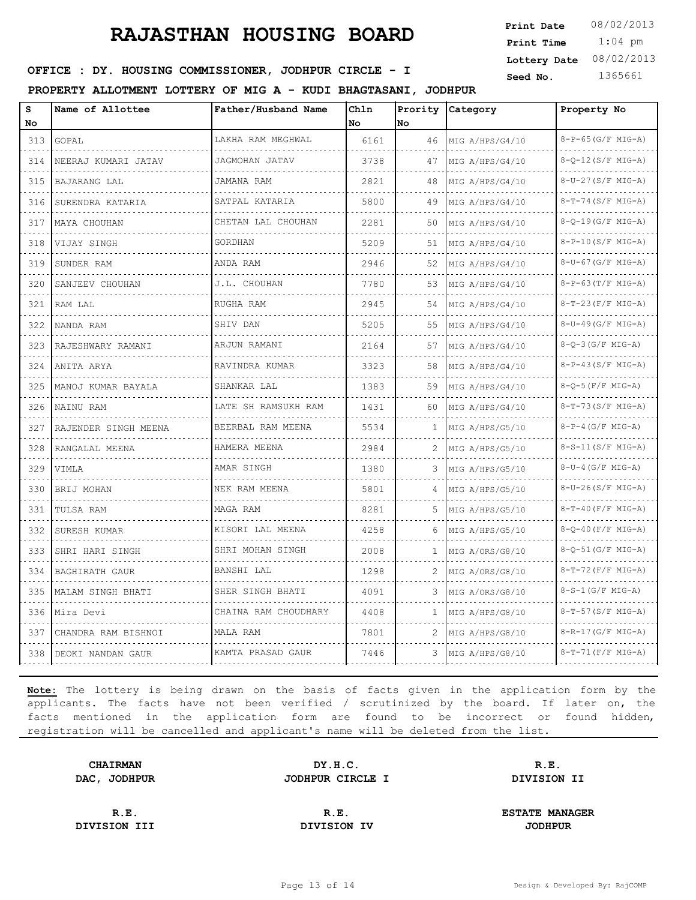# RAJASTHAN HOUSING BOARD

**Print Date** 08/02/2013
**Print Time** 1:04 pm
**Lottery Date** 08/02/2013
**Seed No.** 1365661

**OFFICE : DY. HOUSING COMMISSIONER, JODHPUR CIRCLE - I**

**PROPERTY ALLOTMENT LOTTERY OF MIG A - KUDI BHAGTASANI, JODHPUR**

| S No | Name of Allottee | Father/Husband Name | Chln No | Prority No | Category | Property No |
|---|---|---|---|---|---|---|
| 313 | GOPAL | LAKHA RAM MEGHWAL | 6161 | 46 | MIG A/HPS/G4/10 | 8-P-65(G/F MIG-A) |
| 314 | NEERAJ KUMARI JATAV | JAGMOHAN JATAV | 3738 | 47 | MIG A/HPS/G4/10 | 8-Q-12(S/F MIG-A) |
| 315 | BAJARANG LAL | JAMANA RAM | 2821 | 48 | MIG A/HPS/G4/10 | 8-U-27(S/F MIG-A) |
| 316 | SURENDRA KATARIA | SATPAL KATARIA | 5800 | 49 | MIG A/HPS/G4/10 | 8-T-74(S/F MIG-A) |
| 317 | MAYA CHOUHAN | CHETAN LAL CHOUHAN | 2281 | 50 | MIG A/HPS/G4/10 | 8-Q-19(G/F MIG-A) |
| 318 | VIJAY SINGH | GORDHAN | 5209 | 51 | MIG A/HPS/G4/10 | 8-P-10(S/F MIG-A) |
| 319 | SUNDER RAM | ANDA RAM | 2946 | 52 | MIG A/HPS/G4/10 | 8-U-67(G/F MIG-A) |
| 320 | SANJEEV CHOUHAN | J.L. CHOUHAN | 7780 | 53 | MIG A/HPS/G4/10 | 8-P-63(T/F MIG-A) |
| 321 | RAM LAL | RUGHA RAM | 2945 | 54 | MIG A/HPS/G4/10 | 8-T-23(F/F MIG-A) |
| 322 | NANDA RAM | SHIV DAN | 5205 | 55 | MIG A/HPS/G4/10 | 8-U-49(G/F MIG-A) |
| 323 | RAJESHWARY RAMANI | ARJUN RAMANI | 2164 | 57 | MIG A/HPS/G4/10 | 8-Q-3(G/F MIG-A) |
| 324 | ANITA ARYA | RAVINDRA KUMAR | 3323 | 58 | MIG A/HPS/G4/10 | 8-P-43(S/F MIG-A) |
| 325 | MANOJ KUMAR BAYALA | SHANKAR LAL | 1383 | 59 | MIG A/HPS/G4/10 | 8-Q-5(F/F MIG-A) |
| 326 | NAINU RAM | LATE SH RAMSUKH RAM | 1431 | 60 | MIG A/HPS/G4/10 | 8-T-73(S/F MIG-A) |
| 327 | RAJENDER SINGH MEENA | BEERBAL RAM MEENA | 5534 | 1 | MIG A/HPS/G5/10 | 8-P-4(G/F MIG-A) |
| 328 | RANGALAL MEENA | HAMERA MEENA | 2984 | 2 | MIG A/HPS/G5/10 | 8-S-11(S/F MIG-A) |
| 329 | VIMLA | AMAR SINGH | 1380 | 3 | MIG A/HPS/G5/10 | 8-U-4(G/F MIG-A) |
| 330 | BRIJ MOHAN | NEK RAM MEENA | 5801 | 4 | MIG A/HPS/G5/10 | 8-U-26(S/F MIG-A) |
| 331 | TULSA RAM | MAGA RAM | 8281 | 5 | MIG A/HPS/G5/10 | 8-T-40(F/F MIG-A) |
| 332 | SURESH KUMAR | KISORI LAL MEENA | 4258 | 6 | MIG A/HPS/G5/10 | 8-Q-40(F/F MIG-A) |
| 333 | SHRI HARI SINGH | SHRI MOHAN SINGH | 2008 | 1 | MIG A/ORS/G8/10 | 8-Q-51(G/F MIG-A) |
| 334 | BAGHIRATH GAUR | BANSHI LAL | 1298 | 2 | MIG A/ORS/G8/10 | 8-T-72(F/F MIG-A) |
| 335 | MALAM SINGH BHATI | SHER SINGH BHATI | 4091 | 3 | MIG A/ORS/G8/10 | 8-S-1(G/F MIG-A) |
| 336 | Mira Devi | CHAINA RAM CHOUDHARY | 4408 | 1 | MIG A/HPS/G8/10 | 8-T-57(S/F MIG-A) |
| 337 | CHANDRA RAM BISHNOI | MALA RAM | 7801 | 2 | MIG A/HPS/G8/10 | 8-R-17(G/F MIG-A) |
| 338 | DEOKI NANDAN GAUR | KAMTA PRASAD GAUR | 7446 | 3 | MIG A/HPS/G8/10 | 8-T-71(F/F MIG-A) |

**Note:** The lottery is being drawn on the basis of facts given in the application form by the applicants. The facts have not been verified / scrutinized by the board. If later on, the facts mentioned in the application form are found to be incorrect or found hidden, registration will be cancelled and applicant's name will be deleted from the list.

**CHAIRMAN**
**DAC, JODHPUR**

**DY.H.C.**
**JODHPUR CIRCLE I**

**R.E.**
**DIVISION II**

**R.E.**
**DIVISION III**

**R.E.**
**DIVISION IV**

**ESTATE MANAGER**
**JODHPUR**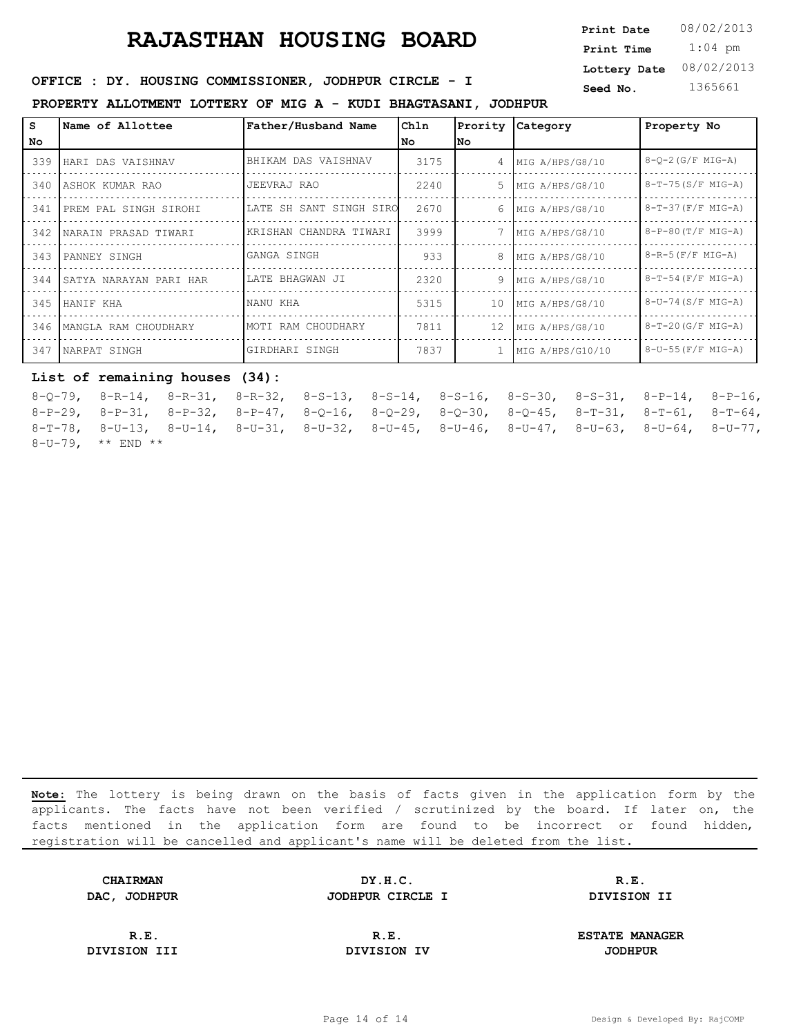# RAJASTHAN HOUSING BOARD

**Print Date** 08/02/2013
**Print Time** 1:04 pm
**Lottery Date** 08/02/2013
**Seed No.** 1365661

**OFFICE : DY. HOUSING COMMISSIONER, JODHPUR CIRCLE - I**

**PROPERTY ALLOTMENT LOTTERY OF MIG A - KUDI BHAGTASANI, JODHPUR**

| S No | Name of Allottee | Father/Husband Name | Chln No | Prority No | Category | Property No |
|---|---|---|---|---|---|---|
| 339 | HARI DAS VAISHNAV | BHIKAM DAS VAISHNAV | 3175 | 4 | MIG A/HPS/G8/10 | 8-Q-2(G/F MIG-A) |
| 340 | ASHOK KUMAR RAO | JEEVRAJ RAO | 2240 | 5 | MIG A/HPS/G8/10 | 8-T-75(S/F MIG-A) |
| 341 | PREM PAL SINGH SIROHI | LATE SH SANT SINGH SIRO | 2670 | 6 | MIG A/HPS/G8/10 | 8-T-37(F/F MIG-A) |
| 342 | NARAIN PRASAD TIWARI | KRISHAN CHANDRA TIWARI | 3999 | 7 | MIG A/HPS/G8/10 | 8-P-80(T/F MIG-A) |
| 343 | PANNEY SINGH | GANGA SINGH | 933 | 8 | MIG A/HPS/G8/10 | 8-R-5(F/F MIG-A) |
| 344 | SATYA NARAYAN PARI HAR | LATE BHAGWAN JI | 2320 | 9 | MIG A/HPS/G8/10 | 8-T-54(F/F MIG-A) |
| 345 | HANIF KHA | NANU KHA | 5315 | 10 | MIG A/HPS/G8/10 | 8-U-74(S/F MIG-A) |
| 346 | MANGLA RAM CHOUDHARY | MOTI RAM CHOUDHARY | 7811 | 12 | MIG A/HPS/G8/10 | 8-T-20(G/F MIG-A) |
| 347 | NARPAT SINGH | GIRDHARI SINGH | 7837 | 1 | MIG A/HPS/G10/10 | 8-U-55(F/F MIG-A) |

**List of remaining houses (34):**

8-Q-79, 8-R-14, 8-R-31, 8-R-32, 8-S-13, 8-S-14, 8-S-16, 8-S-30, 8-S-31, 8-P-14, 8-P-16, 8-P-29, 8-P-31, 8-P-32, 8-P-47, 8-Q-16, 8-Q-29, 8-Q-30, 8-Q-45, 8-T-31, 8-T-61, 8-T-64, 8-T-78, 8-U-13, 8-U-14, 8-U-31, 8-U-32, 8-U-45, 8-U-46, 8-U-47, 8-U-63, 8-U-64, 8-U-77, 8-U-79, ** END **

**Note:** The lottery is being drawn on the basis of facts given in the application form by the applicants. The facts have not been verified / scrutinized by the board. If later on, the facts mentioned in the application form are found to be incorrect or found hidden, registration will be cancelled and applicant's name will be deleted from the list.

| | | |
|---|---|---|
| **CHAIRMAN**<br>**DAC, JODHPUR** | **DY.H.C.**<br>**JODHPUR CIRCLE I** | **R.E.**<br>**DIVISION II** |
| **R.E.**<br>**DIVISION III** | **R.E.**<br>**DIVISION IV** | **ESTATE MANAGER**<br>**JODHPUR** |

Design & Developed By: RajCOMP